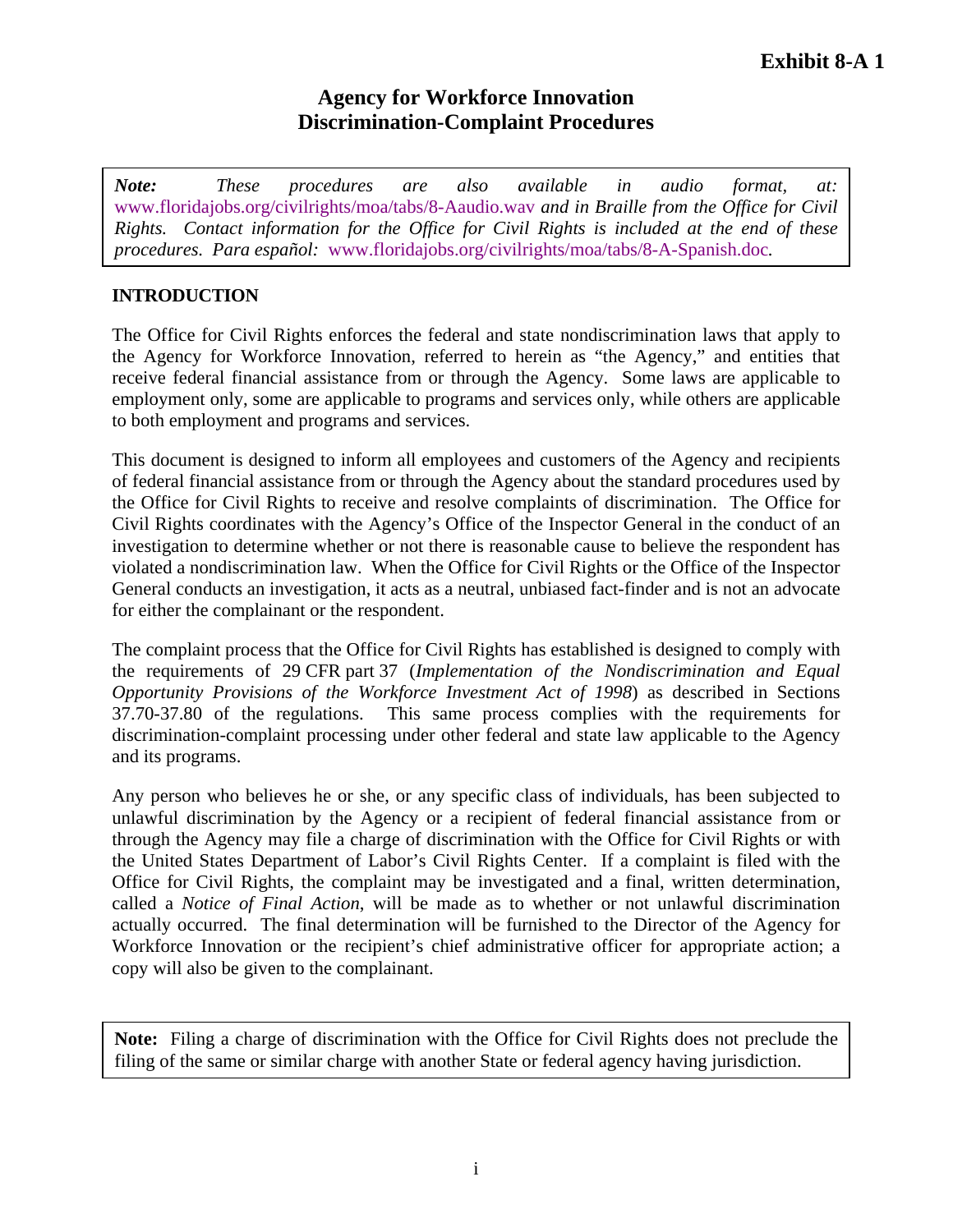**Exhibit 8-A 1**

# Agency for Workforce Innovation
# Discrimination-Complaint Procedures

> ***Note:*** *These procedures are also available in audio format, at:* www.floridajobs.org/civilrights/moa/tabs/8-Aaudio.wav *and in Braille from the Office for Civil Rights. Contact information for the Office for Civil Rights is included at the end of these procedures. Para español:* www.floridajobs.org/civilrights/moa/tabs/8-A-Spanish.doc.

## INTRODUCTION

The Office for Civil Rights enforces the federal and state nondiscrimination laws that apply to the Agency for Workforce Innovation, referred to herein as "the Agency," and entities that receive federal financial assistance from or through the Agency. Some laws are applicable to employment only, some are applicable to programs and services only, while others are applicable to both employment and programs and services.

This document is designed to inform all employees and customers of the Agency and recipients of federal financial assistance from or through the Agency about the standard procedures used by the Office for Civil Rights to receive and resolve complaints of discrimination. The Office for Civil Rights coordinates with the Agency's Office of the Inspector General in the conduct of an investigation to determine whether or not there is reasonable cause to believe the respondent has violated a nondiscrimination law. When the Office for Civil Rights or the Office of the Inspector General conducts an investigation, it acts as a neutral, unbiased fact-finder and is not an advocate for either the complainant or the respondent.

The complaint process that the Office for Civil Rights has established is designed to comply with the requirements of 29 CFR part 37 (*Implementation of the Nondiscrimination and Equal Opportunity Provisions of the Workforce Investment Act of 1998*) as described in Sections 37.70-37.80 of the regulations. This same process complies with the requirements for discrimination-complaint processing under other federal and state law applicable to the Agency and its programs.

Any person who believes he or she, or any specific class of individuals, has been subjected to unlawful discrimination by the Agency or a recipient of federal financial assistance from or through the Agency may file a charge of discrimination with the Office for Civil Rights or with the United States Department of Labor's Civil Rights Center. If a complaint is filed with the Office for Civil Rights, the complaint may be investigated and a final, written determination, called a *Notice of Final Action*, will be made as to whether or not unlawful discrimination actually occurred. The final determination will be furnished to the Director of the Agency for Workforce Innovation or the recipient's chief administrative officer for appropriate action; a copy will also be given to the complainant.

> **Note:** Filing a charge of discrimination with the Office for Civil Rights does not preclude the filing of the same or similar charge with another State or federal agency having jurisdiction.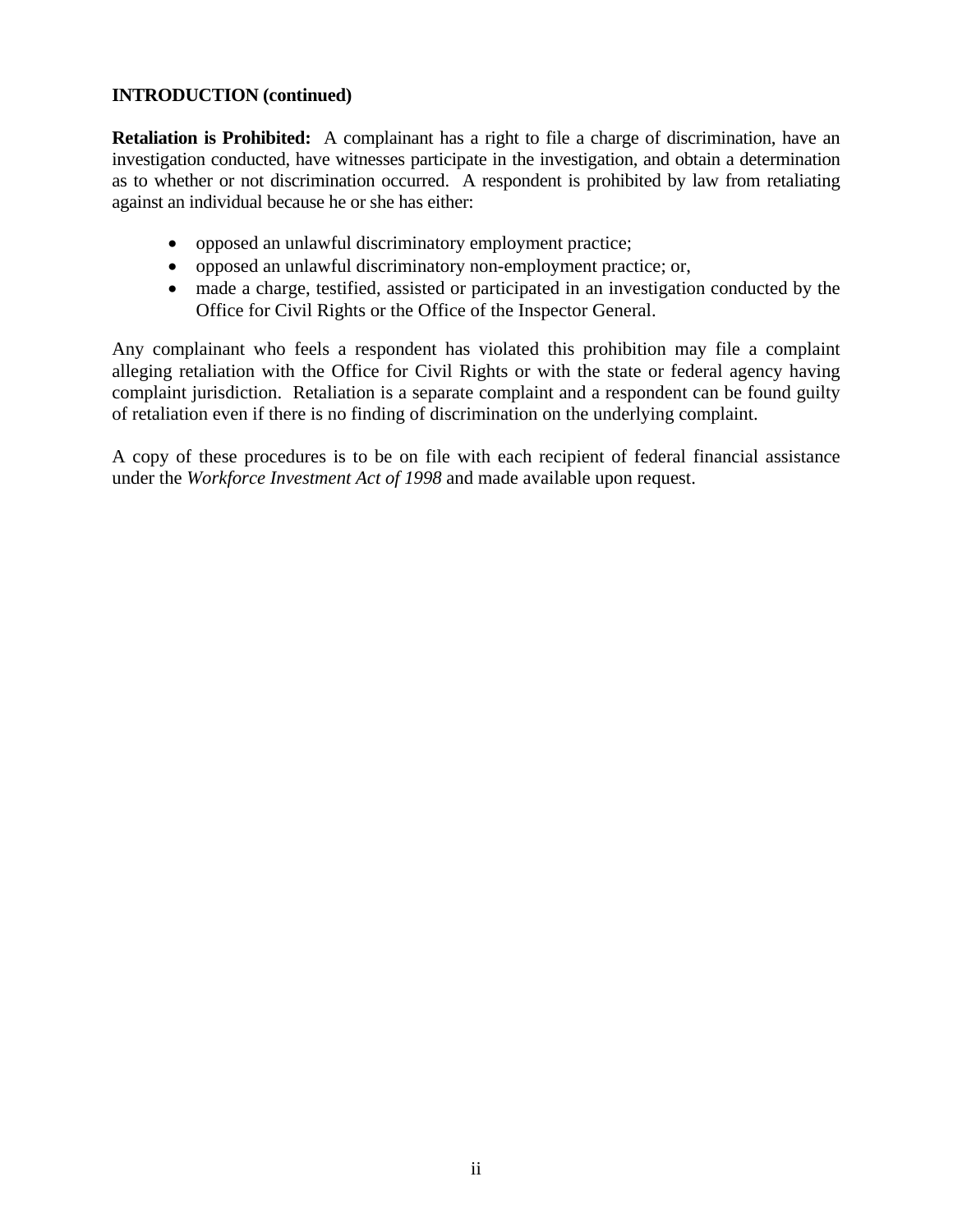**INTRODUCTION (continued)**

**Retaliation is Prohibited:** A complainant has a right to file a charge of discrimination, have an investigation conducted, have witnesses participate in the investigation, and obtain a determination as to whether or not discrimination occurred. A respondent is prohibited by law from retaliating against an individual because he or she has either:

- opposed an unlawful discriminatory employment practice;
- opposed an unlawful discriminatory non-employment practice; or,
- made a charge, testified, assisted or participated in an investigation conducted by the Office for Civil Rights or the Office of the Inspector General.

Any complainant who feels a respondent has violated this prohibition may file a complaint alleging retaliation with the Office for Civil Rights or with the state or federal agency having complaint jurisdiction. Retaliation is a separate complaint and a respondent can be found guilty of retaliation even if there is no finding of discrimination on the underlying complaint.

A copy of these procedures is to be on file with each recipient of federal financial assistance under the *Workforce Investment Act of 1998* and made available upon request.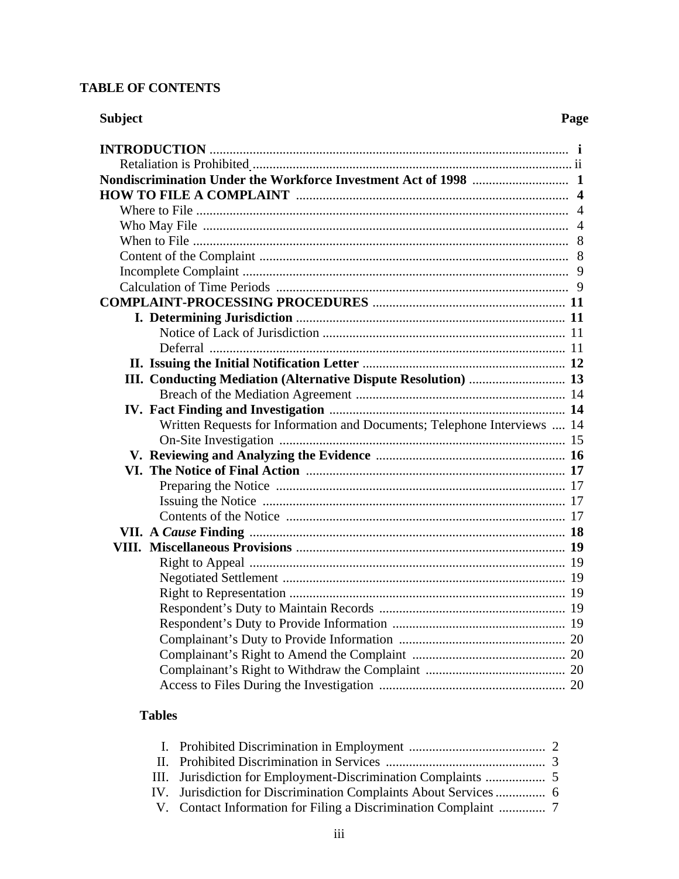## TABLE OF CONTENTS

| Subject | Page |
|---|---|
| **INTRODUCTION** | **i** |
| Retaliation is Prohibited | ii |
| **Nondiscrimination Under the Workforce Investment Act of 1998** | **1** |
| **HOW TO FILE A COMPLAINT** | **4** |
| Where to File | 4 |
| Who May File | 4 |
| When to File | 8 |
| Content of the Complaint | 8 |
| Incomplete Complaint | 9 |
| Calculation of Time Periods | 9 |
| **COMPLAINT-PROCESSING PROCEDURES** | **11** |
| **I. Determining Jurisdiction** | **11** |
| Notice of Lack of Jurisdiction | 11 |
| Deferral | 11 |
| **II. Issuing the Initial Notification Letter** | **12** |
| **III. Conducting Mediation (Alternative Dispute Resolution)** | **13** |
| Breach of the Mediation Agreement | 14 |
| **IV. Fact Finding and Investigation** | **14** |
| Written Requests for Information and Documents; Telephone Interviews | 14 |
| On-Site Investigation | 15 |
| **V. Reviewing and Analyzing the Evidence** | **16** |
| **VI. The Notice of Final Action** | **17** |
| Preparing the Notice | 17 |
| Issuing the Notice | 17 |
| Contents of the Notice | 17 |
| **VII. A *Cause* Finding** | **18** |
| **VIII. Miscellaneous Provisions** | **19** |
| Right to Appeal | 19 |
| Negotiated Settlement | 19 |
| Right to Representation | 19 |
| Respondent's Duty to Maintain Records | 19 |
| Respondent's Duty to Provide Information | 19 |
| Complainant's Duty to Provide Information | 20 |
| Complainant's Right to Amend the Complaint | 20 |
| Complainant's Right to Withdraw the Complaint | 20 |
| Access to Files During the Investigation | 20 |

### Tables

| | | |
|---|---|---|
| I. | Prohibited Discrimination in Employment | 2 |
| II. | Prohibited Discrimination in Services | 3 |
| III. | Jurisdiction for Employment-Discrimination Complaints | 5 |
| IV. | Jurisdiction for Discrimination Complaints About Services | 6 |
| V. | Contact Information for Filing a Discrimination Complaint | 7 |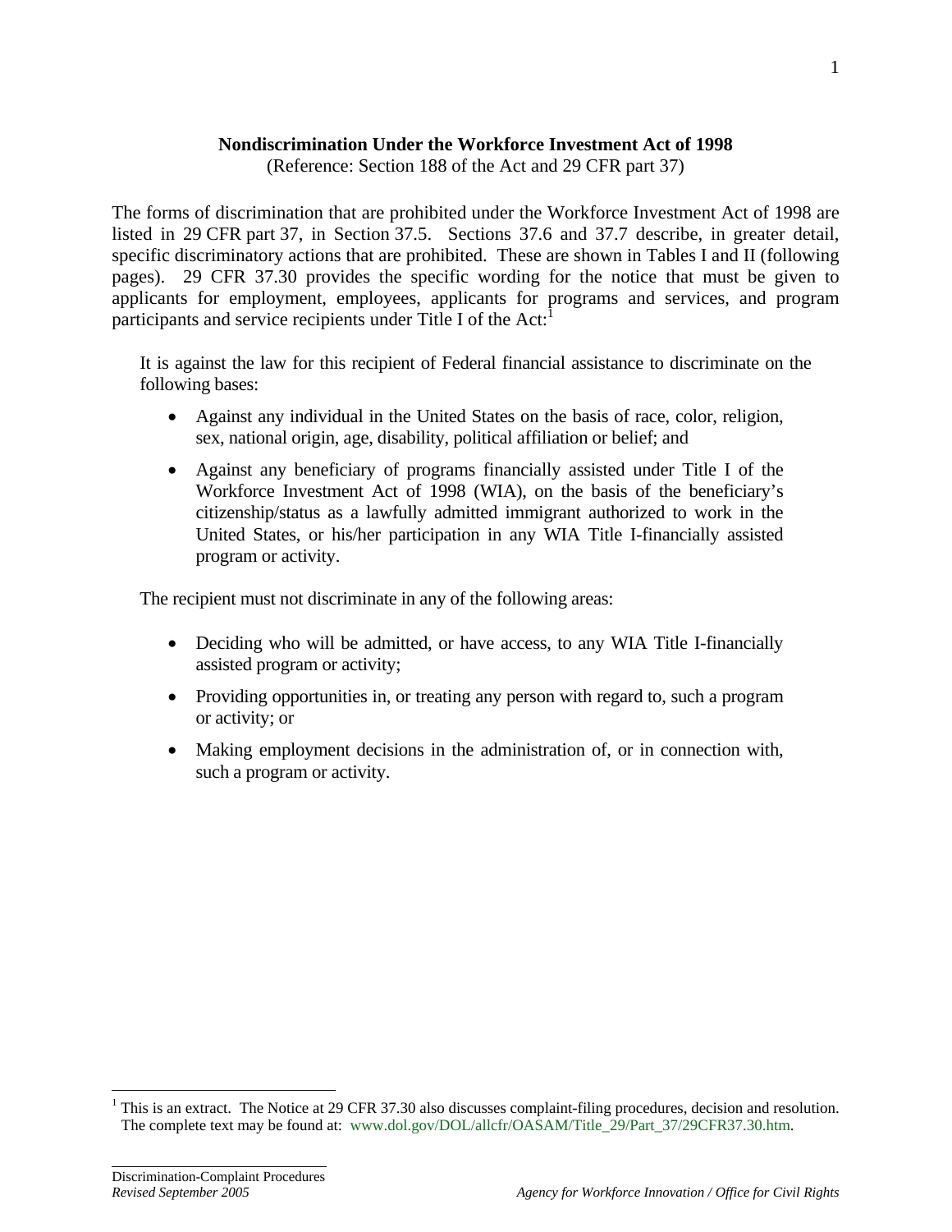**Nondiscrimination Under the Workforce Investment Act of 1998**
(Reference: Section 188 of the Act and 29 CFR part 37)

The forms of discrimination that are prohibited under the Workforce Investment Act of 1998 are listed in 29 CFR part 37, in Section 37.5. Sections 37.6 and 37.7 describe, in greater detail, specific discriminatory actions that are prohibited. These are shown in Tables I and II (following pages). 29 CFR 37.30 provides the specific wording for the notice that must be given to applicants for employment, employees, applicants for programs and services, and program participants and service recipients under Title I of the Act:[1]

> It is against the law for this recipient of Federal financial assistance to discriminate on the following bases:
>
> - Against any individual in the United States on the basis of race, color, religion, sex, national origin, age, disability, political affiliation or belief; and
> - Against any beneficiary of programs financially assisted under Title I of the Workforce Investment Act of 1998 (WIA), on the basis of the beneficiary's citizenship/status as a lawfully admitted immigrant authorized to work in the United States, or his/her participation in any WIA Title I-financially assisted program or activity.
>
> The recipient must not discriminate in any of the following areas:
>
> - Deciding who will be admitted, or have access, to any WIA Title I-financially assisted program or activity;
> - Providing opportunities in, or treating any person with regard to, such a program or activity; or
> - Making employment decisions in the administration of, or in connection with, such a program or activity.

[1] This is an extract. The Notice at 29 CFR 37.30 also discusses complaint-filing procedures, decision and resolution. The complete text may be found at: www.dol.gov/DOL/allcfr/OASAM/Title_29/Part_37/29CFR37.30.htm.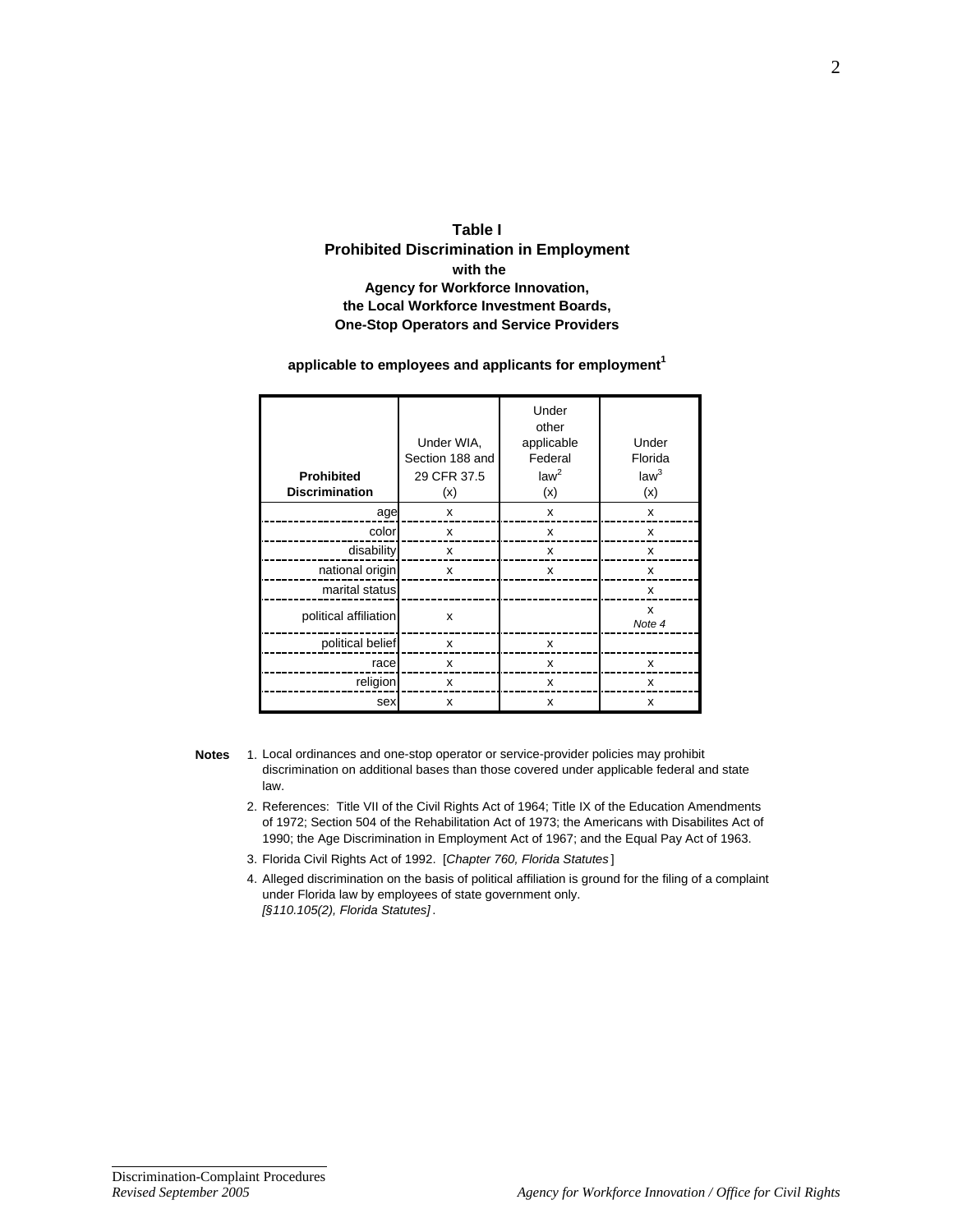**Table I**
**Prohibited Discrimination in Employment**
**with the**
**Agency for Workforce Innovation,**
**the Local Workforce Investment Boards,**
**One-Stop Operators and Service Providers**

**applicable to employees and applicants for employment[1]**

| **Prohibited Discrimination** | Under WIA, Section 188 and 29 CFR 37.5 (x) | Under other applicable Federal law[2] (x) | Under Florida law[3] (x) |
|---|---|---|---|
| age | x | x | x |
| color | x | x | x |
| disability | x | x | x |
| national origin | x | x | x |
| marital status | | | x |
| political affiliation | x | | x *Note 4* |
| political belief | x | x | |
| race | x | x | x |
| religion | x | x | x |
| sex | x | x | x |

**Notes**

1. Local ordinances and one-stop operator or service-provider policies may prohibit discrimination on additional bases than those covered under applicable federal and state law.
2. References: Title VII of the Civil Rights Act of 1964; Title IX of the Education Amendments of 1972; Section 504 of the Rehabilitation Act of 1973; the Americans with Disabilites Act of 1990; the Age Discrimination in Employment Act of 1967; and the Equal Pay Act of 1963.
3. Florida Civil Rights Act of 1992. [*Chapter 760, Florida Statutes*]
4. Alleged discrimination on the basis of political affiliation is ground for the filing of a complaint under Florida law by employees of state government only. *[§110.105(2), Florida Statutes]*.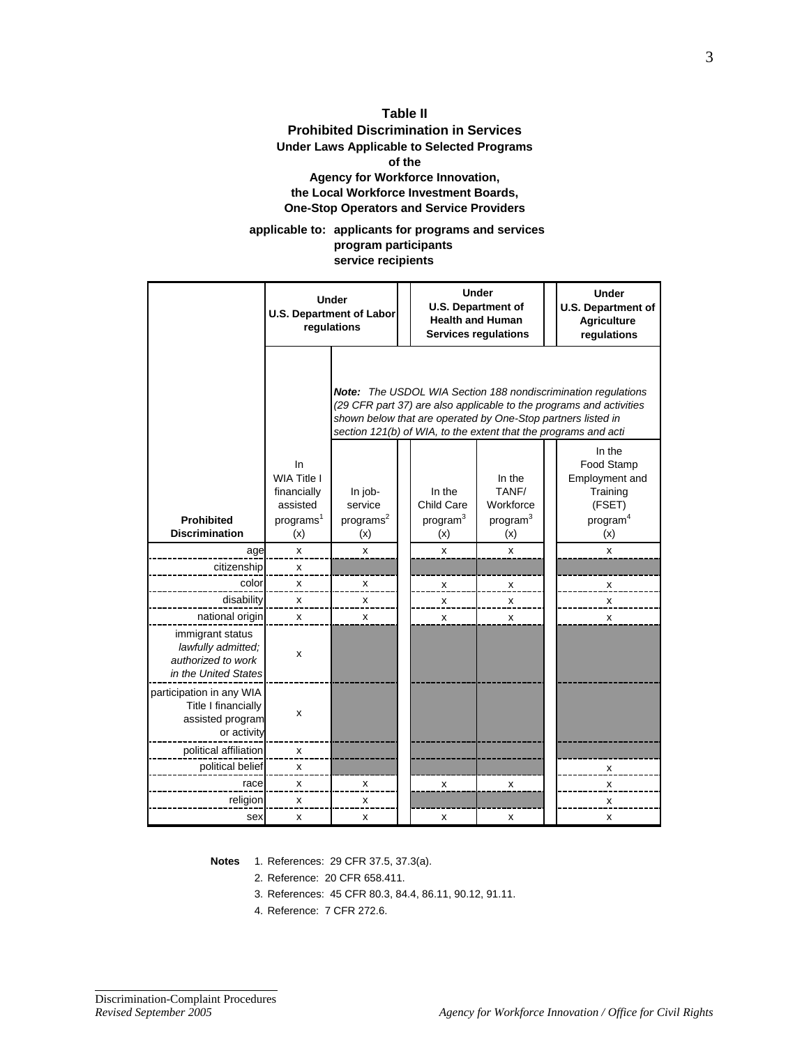**Table II**

**Prohibited Discrimination in Services**

**Under Laws Applicable to Selected Programs of the Agency for Workforce Innovation, the Local Workforce Investment Boards, One-Stop Operators and Service Providers**

**applicable to: applicants for programs and services**
**program participants**
**service recipients**

| | **Under U.S. Department of Labor regulations** | | **Under U.S. Department of Health and Human Services regulations** | | **Under U.S. Department of Agriculture regulations** |
|---|---|---|---|---|---|
| | | *Note: The USDOL WIA Section 188 nondiscrimination regulations (29 CFR part 37) are also applicable to the programs and activities shown below that are operated by One-Stop partners listed in section 121(b) of WIA, to the extent that the programs and acti* | | | |
| **Prohibited Discrimination** | In WIA Title I financially assisted programs[1] (x) | In job-service programs[2] (x) | In the Child Care program[3] (x) | In the TANF/ Workforce program[3] (x) | In the Food Stamp Employment and Training (FSET) program[4] (x) |
| age | x | x | x | x | x |
| citizenship | x | | | | |
| color | x | x | x | x | x |
| disability | x | x | x | x | x |
| national origin | x | x | x | x | x |
| immigrant status *lawfully admitted; authorized to work in the United States* | x | | | | |
| participation in any WIA Title I financially assisted program or activity | x | | | | |
| political affiliation | x | | | | |
| political belief | x | | | | x |
| race | x | x | x | x | x |
| religion | x | x | | | x |
| sex | x | x | x | x | x |

**Notes**
1. References: 29 CFR 37.5, 37.3(a).
2. Reference: 20 CFR 658.411.
3. References: 45 CFR 80.3, 84.4, 86.11, 90.12, 91.11.
4. Reference: 7 CFR 272.6.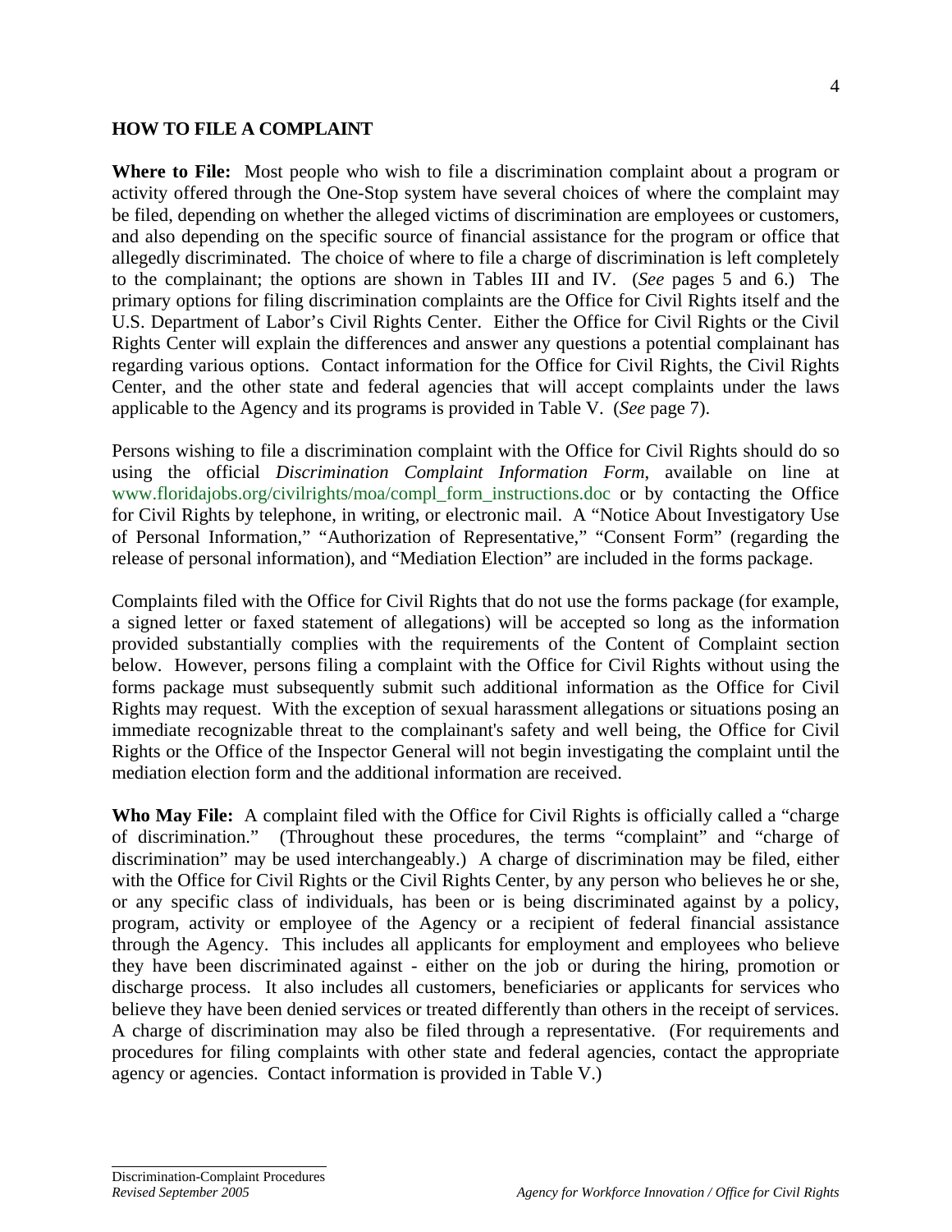## HOW TO FILE A COMPLAINT

**Where to File:** Most people who wish to file a discrimination complaint about a program or activity offered through the One-Stop system have several choices of where the complaint may be filed, depending on whether the alleged victims of discrimination are employees or customers, and also depending on the specific source of financial assistance for the program or office that allegedly discriminated. The choice of where to file a charge of discrimination is left completely to the complainant; the options are shown in Tables III and IV. (*See* pages 5 and 6.) The primary options for filing discrimination complaints are the Office for Civil Rights itself and the U.S. Department of Labor's Civil Rights Center. Either the Office for Civil Rights or the Civil Rights Center will explain the differences and answer any questions a potential complainant has regarding various options. Contact information for the Office for Civil Rights, the Civil Rights Center, and the other state and federal agencies that will accept complaints under the laws applicable to the Agency and its programs is provided in Table V. (*See* page 7).

Persons wishing to file a discrimination complaint with the Office for Civil Rights should do so using the official *Discrimination Complaint Information Form*, available on line at www.floridajobs.org/civilrights/moa/compl_form_instructions.doc or by contacting the Office for Civil Rights by telephone, in writing, or electronic mail. A "Notice About Investigatory Use of Personal Information," "Authorization of Representative," "Consent Form" (regarding the release of personal information), and "Mediation Election" are included in the forms package.

Complaints filed with the Office for Civil Rights that do not use the forms package (for example, a signed letter or faxed statement of allegations) will be accepted so long as the information provided substantially complies with the requirements of the Content of Complaint section below. However, persons filing a complaint with the Office for Civil Rights without using the forms package must subsequently submit such additional information as the Office for Civil Rights may request. With the exception of sexual harassment allegations or situations posing an immediate recognizable threat to the complainant's safety and well being, the Office for Civil Rights or the Office of the Inspector General will not begin investigating the complaint until the mediation election form and the additional information are received.

**Who May File:** A complaint filed with the Office for Civil Rights is officially called a "charge of discrimination." (Throughout these procedures, the terms "complaint" and "charge of discrimination" may be used interchangeably.) A charge of discrimination may be filed, either with the Office for Civil Rights or the Civil Rights Center, by any person who believes he or she, or any specific class of individuals, has been or is being discriminated against by a policy, program, activity or employee of the Agency or a recipient of federal financial assistance through the Agency. This includes all applicants for employment and employees who believe they have been discriminated against - either on the job or during the hiring, promotion or discharge process. It also includes all customers, beneficiaries or applicants for services who believe they have been denied services or treated differently than others in the receipt of services. A charge of discrimination may also be filed through a representative. (For requirements and procedures for filing complaints with other state and federal agencies, contact the appropriate agency or agencies. Contact information is provided in Table V.)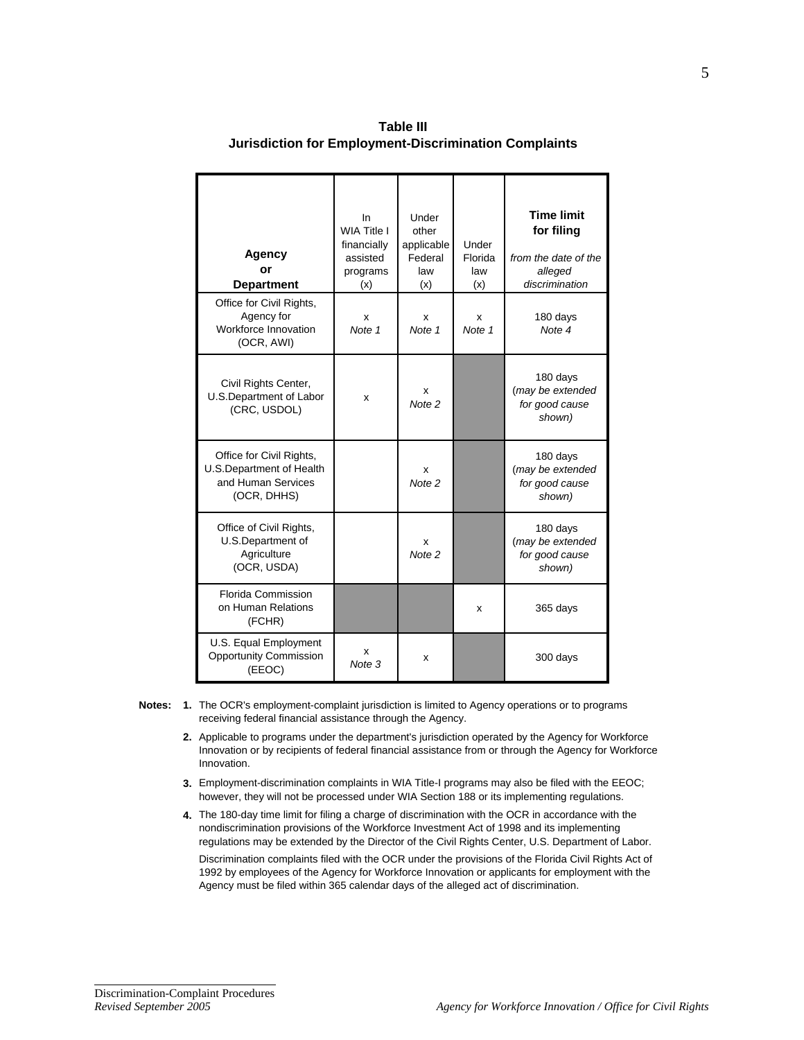**Table III**
**Jurisdiction for Employment-Discrimination Complaints**

| Agency or Department | In WIA Title I financially assisted programs (x) | Under other applicable Federal law (x) | Under Florida law (x) | Time limit for filing *from the date of the alleged discrimination* |
|---|---|---|---|---|
| Office for Civil Rights, Agency for Workforce Innovation (OCR, AWI) | x *Note 1* | x *Note 1* | x *Note 1* | 180 days *Note 4* |
| Civil Rights Center, U.S.Department of Labor (CRC, USDOL) | x | x *Note 2* | | 180 days (*may be extended for good cause shown)* |
| Office for Civil Rights, U.S.Department of Health and Human Services (OCR, DHHS) | | x *Note 2* | | 180 days (*may be extended for good cause shown)* |
| Office of Civil Rights, U.S.Department of Agriculture (OCR, USDA) | | x *Note 2* | | 180 days (*may be extended for good cause shown)* |
| Florida Commission on Human Relations (FCHR) | | | x | 365 days |
| U.S. Equal Employment Opportunity Commission (EEOC) | x *Note 3* | x | | 300 days |

**Notes:**

1. The OCR's employment-complaint jurisdiction is limited to Agency operations or to programs receiving federal financial assistance through the Agency.
2. Applicable to programs under the department's jurisdiction operated by the Agency for Workforce Innovation or by recipients of federal financial assistance from or through the Agency for Workforce Innovation.
3. Employment-discrimination complaints in WIA Title-I programs may also be filed with the EEOC; however, they will not be processed under WIA Section 188 or its implementing regulations.
4. The 180-day time limit for filing a charge of discrimination with the OCR in accordance with the nondiscrimination provisions of the Workforce Investment Act of 1998 and its implementing regulations may be extended by the Director of the Civil Rights Center, U.S. Department of Labor.

   Discrimination complaints filed with the OCR under the provisions of the Florida Civil Rights Act of 1992 by employees of the Agency for Workforce Innovation or applicants for employment with the Agency must be filed within 365 calendar days of the alleged act of discrimination.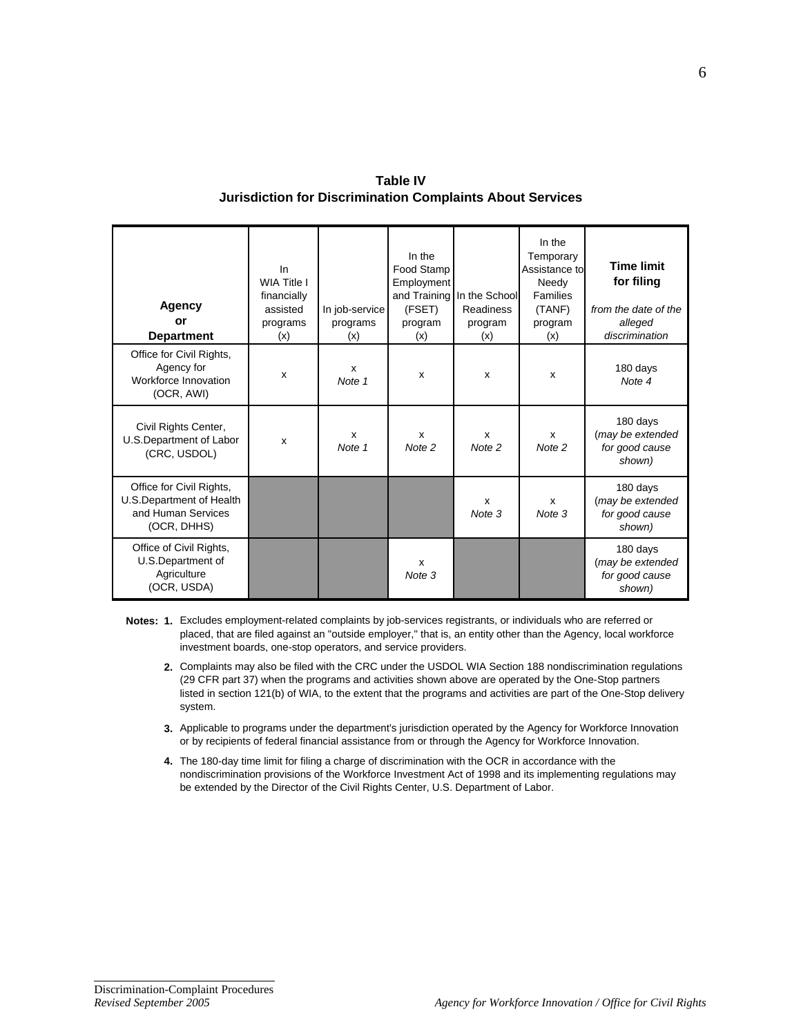**Table IV**
**Jurisdiction for Discrimination Complaints About Services**

| **Agency or Department** | In WIA Title I financially assisted programs (x) | In job-service programs (x) | In the Food Stamp Employment and Training (FSET) program (x) | In the School Readiness program (x) | In the Temporary Assistance to Needy Families (TANF) program (x) | **Time limit for filing** *from the date of the alleged discrimination* |
|---|---|---|---|---|---|---|
| Office for Civil Rights, Agency for Workforce Innovation (OCR, AWI) | x | x *Note 1* | x | x | x | 180 days *Note 4* |
| Civil Rights Center, U.S.Department of Labor (CRC, USDOL) | x | x *Note 1* | x *Note 2* | x *Note 2* | x *Note 2* | 180 days (*may be extended for good cause shown)* |
| Office for Civil Rights, U.S.Department of Health and Human Services (OCR, DHHS) | | | | x *Note 3* | x *Note 3* | 180 days (*may be extended for good cause shown)* |
| Office of Civil Rights, U.S.Department of Agriculture (OCR, USDA) | | | x *Note 3* | | | 180 days (*may be extended for good cause shown)* |

**Notes:**

1. Excludes employment-related complaints by job-services registrants, or individuals who are referred or placed, that are filed against an "outside employer," that is, an entity other than the Agency, local workforce investment boards, one-stop operators, and service providers.

2. Complaints may also be filed with the CRC under the USDOL WIA Section 188 nondiscrimination regulations (29 CFR part 37) when the programs and activities shown above are operated by the One-Stop partners listed in section 121(b) of WIA, to the extent that the programs and activities are part of the One-Stop delivery system.

3. Applicable to programs under the department's jurisdiction operated by the Agency for Workforce Innovation or by recipients of federal financial assistance from or through the Agency for Workforce Innovation.

4. The 180-day time limit for filing a charge of discrimination with the OCR in accordance with the nondiscrimination provisions of the Workforce Investment Act of 1998 and its implementing regulations may be extended by the Director of the Civil Rights Center, U.S. Department of Labor.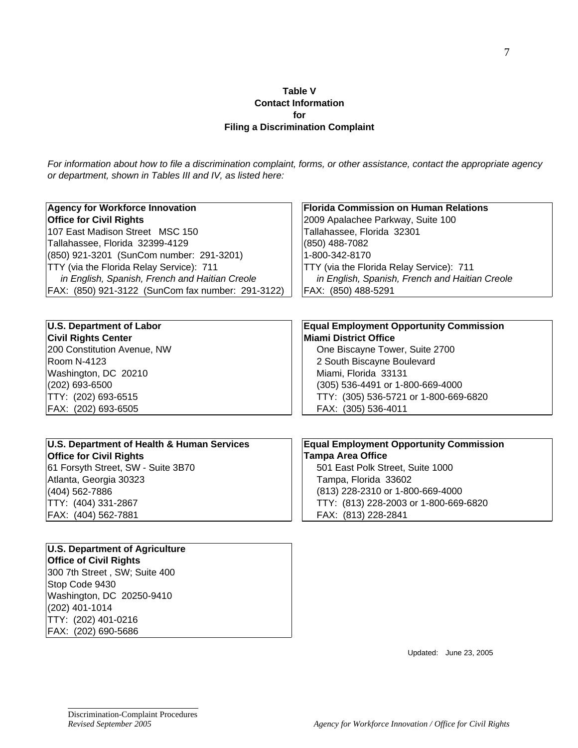**Table V**
**Contact Information**
**for**
**Filing a Discrimination Complaint**

*For information about how to file a discrimination complaint, forms, or other assistance, contact the appropriate agency or department, shown in Tables III and IV, as listed here:*

**Agency for Workforce Innovation**
**Office for Civil Rights**
107 East Madison Street MSC 150
Tallahassee, Florida 32399-4129
(850) 921-3201 (SunCom number: 291-3201)
TTY (via the Florida Relay Service): 711
*in English, Spanish, French and Haitian Creole*
FAX: (850) 921-3122 (SunCom fax number: 291-3122)

**Florida Commission on Human Relations**
2009 Apalachee Parkway, Suite 100
Tallahassee, Florida 32301
(850) 488-7082
1-800-342-8170
TTY (via the Florida Relay Service): 711
*in English, Spanish, French and Haitian Creole*
FAX: (850) 488-5291

**U.S. Department of Labor**
**Civil Rights Center**
200 Constitution Avenue, NW
Room N-4123
Washington, DC 20210
(202) 693-6500
TTY: (202) 693-6515
FAX: (202) 693-6505

**Equal Employment Opportunity Commission**
**Miami District Office**
One Biscayne Tower, Suite 2700
2 South Biscayne Boulevard
Miami, Florida 33131
(305) 536-4491 or 1-800-669-4000
TTY: (305) 536-5721 or 1-800-669-6820
FAX: (305) 536-4011

**U.S. Department of Health & Human Services**
**Office for Civil Rights**
61 Forsyth Street, SW - Suite 3B70
Atlanta, Georgia 30323
(404) 562-7886
TTY: (404) 331-2867
FAX: (404) 562-7881

**Equal Employment Opportunity Commission**
**Tampa Area Office**
501 East Polk Street, Suite 1000
Tampa, Florida 33602
(813) 228-2310 or 1-800-669-4000
TTY: (813) 228-2003 or 1-800-669-6820
FAX: (813) 228-2841

**U.S. Department of Agriculture**
**Office of Civil Rights**
300 7th Street , SW; Suite 400
Stop Code 9430
Washington, DC 20250-9410
(202) 401-1014
TTY: (202) 401-0216
FAX: (202) 690-5686

Updated: June 23, 2005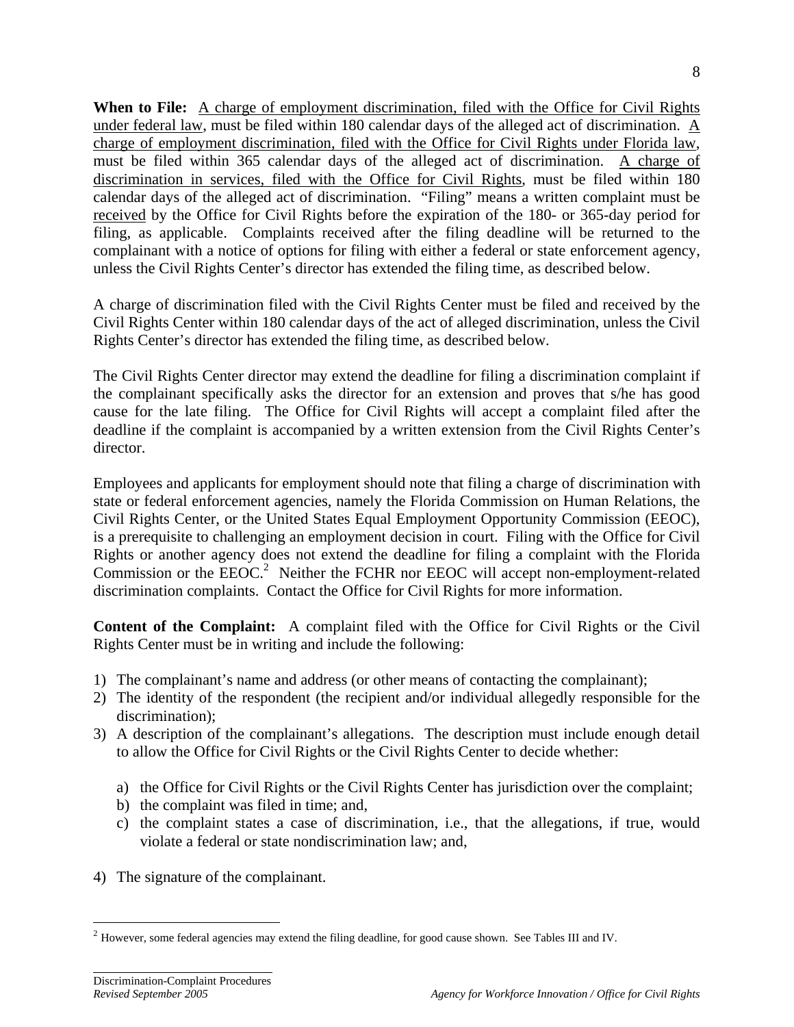**When to File:** A charge of employment discrimination, filed with the Office for Civil Rights under federal law, must be filed within 180 calendar days of the alleged act of discrimination. A charge of employment discrimination, filed with the Office for Civil Rights under Florida law, must be filed within 365 calendar days of the alleged act of discrimination. A charge of discrimination in services, filed with the Office for Civil Rights, must be filed within 180 calendar days of the alleged act of discrimination. "Filing" means a written complaint must be received by the Office for Civil Rights before the expiration of the 180- or 365-day period for filing, as applicable. Complaints received after the filing deadline will be returned to the complainant with a notice of options for filing with either a federal or state enforcement agency, unless the Civil Rights Center's director has extended the filing time, as described below.

A charge of discrimination filed with the Civil Rights Center must be filed and received by the Civil Rights Center within 180 calendar days of the act of alleged discrimination, unless the Civil Rights Center's director has extended the filing time, as described below.

The Civil Rights Center director may extend the deadline for filing a discrimination complaint if the complainant specifically asks the director for an extension and proves that s/he has good cause for the late filing. The Office for Civil Rights will accept a complaint filed after the deadline if the complaint is accompanied by a written extension from the Civil Rights Center's director.

Employees and applicants for employment should note that filing a charge of discrimination with state or federal enforcement agencies, namely the Florida Commission on Human Relations, the Civil Rights Center, or the United States Equal Employment Opportunity Commission (EEOC), is a prerequisite to challenging an employment decision in court. Filing with the Office for Civil Rights or another agency does not extend the deadline for filing a complaint with the Florida Commission or the EEOC.[2] Neither the FCHR nor EEOC will accept non-employment-related discrimination complaints. Contact the Office for Civil Rights for more information.

**Content of the Complaint:** A complaint filed with the Office for Civil Rights or the Civil Rights Center must be in writing and include the following:

1) The complainant's name and address (or other means of contacting the complainant);
2) The identity of the respondent (the recipient and/or individual allegedly responsible for the discrimination);
3) A description of the complainant's allegations. The description must include enough detail to allow the Office for Civil Rights or the Civil Rights Center to decide whether:

   a) the Office for Civil Rights or the Civil Rights Center has jurisdiction over the complaint;
   b) the complaint was filed in time; and,
   c) the complaint states a case of discrimination, i.e., that the allegations, if true, would violate a federal or state nondiscrimination law; and,

4) The signature of the complainant.

[2] However, some federal agencies may extend the filing deadline, for good cause shown. See Tables III and IV.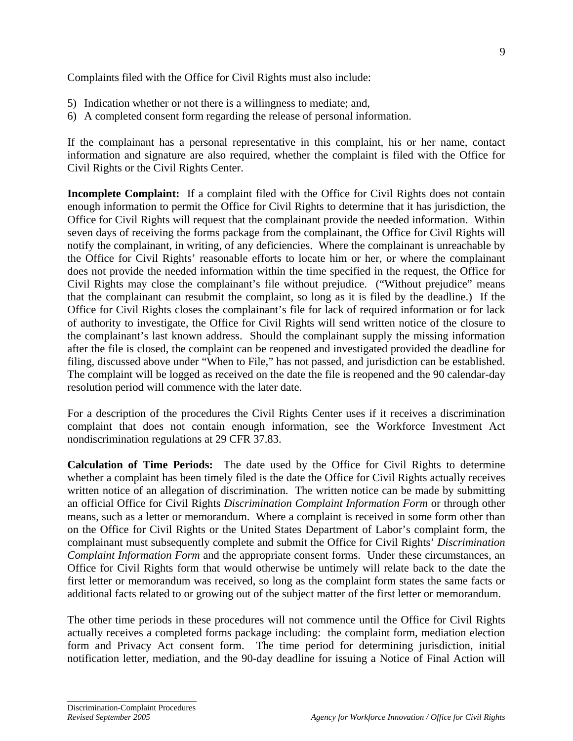Complaints filed with the Office for Civil Rights must also include:

5) Indication whether or not there is a willingness to mediate; and,
6) A completed consent form regarding the release of personal information.

If the complainant has a personal representative in this complaint, his or her name, contact information and signature are also required, whether the complaint is filed with the Office for Civil Rights or the Civil Rights Center.

**Incomplete Complaint:** If a complaint filed with the Office for Civil Rights does not contain enough information to permit the Office for Civil Rights to determine that it has jurisdiction, the Office for Civil Rights will request that the complainant provide the needed information. Within seven days of receiving the forms package from the complainant, the Office for Civil Rights will notify the complainant, in writing, of any deficiencies. Where the complainant is unreachable by the Office for Civil Rights' reasonable efforts to locate him or her, or where the complainant does not provide the needed information within the time specified in the request, the Office for Civil Rights may close the complainant's file without prejudice. ("Without prejudice" means that the complainant can resubmit the complaint, so long as it is filed by the deadline.) If the Office for Civil Rights closes the complainant's file for lack of required information or for lack of authority to investigate, the Office for Civil Rights will send written notice of the closure to the complainant's last known address. Should the complainant supply the missing information after the file is closed, the complaint can be reopened and investigated provided the deadline for filing, discussed above under "When to File," has not passed, and jurisdiction can be established. The complaint will be logged as received on the date the file is reopened and the 90 calendar-day resolution period will commence with the later date.

For a description of the procedures the Civil Rights Center uses if it receives a discrimination complaint that does not contain enough information, see the Workforce Investment Act nondiscrimination regulations at 29 CFR 37.83.

**Calculation of Time Periods:** The date used by the Office for Civil Rights to determine whether a complaint has been timely filed is the date the Office for Civil Rights actually receives written notice of an allegation of discrimination. The written notice can be made by submitting an official Office for Civil Rights *Discrimination Complaint Information Form* or through other means, such as a letter or memorandum. Where a complaint is received in some form other than on the Office for Civil Rights or the United States Department of Labor's complaint form, the complainant must subsequently complete and submit the Office for Civil Rights' *Discrimination Complaint Information Form* and the appropriate consent forms. Under these circumstances, an Office for Civil Rights form that would otherwise be untimely will relate back to the date the first letter or memorandum was received, so long as the complaint form states the same facts or additional facts related to or growing out of the subject matter of the first letter or memorandum.

The other time periods in these procedures will not commence until the Office for Civil Rights actually receives a completed forms package including: the complaint form, mediation election form and Privacy Act consent form. The time period for determining jurisdiction, initial notification letter, mediation, and the 90-day deadline for issuing a Notice of Final Action will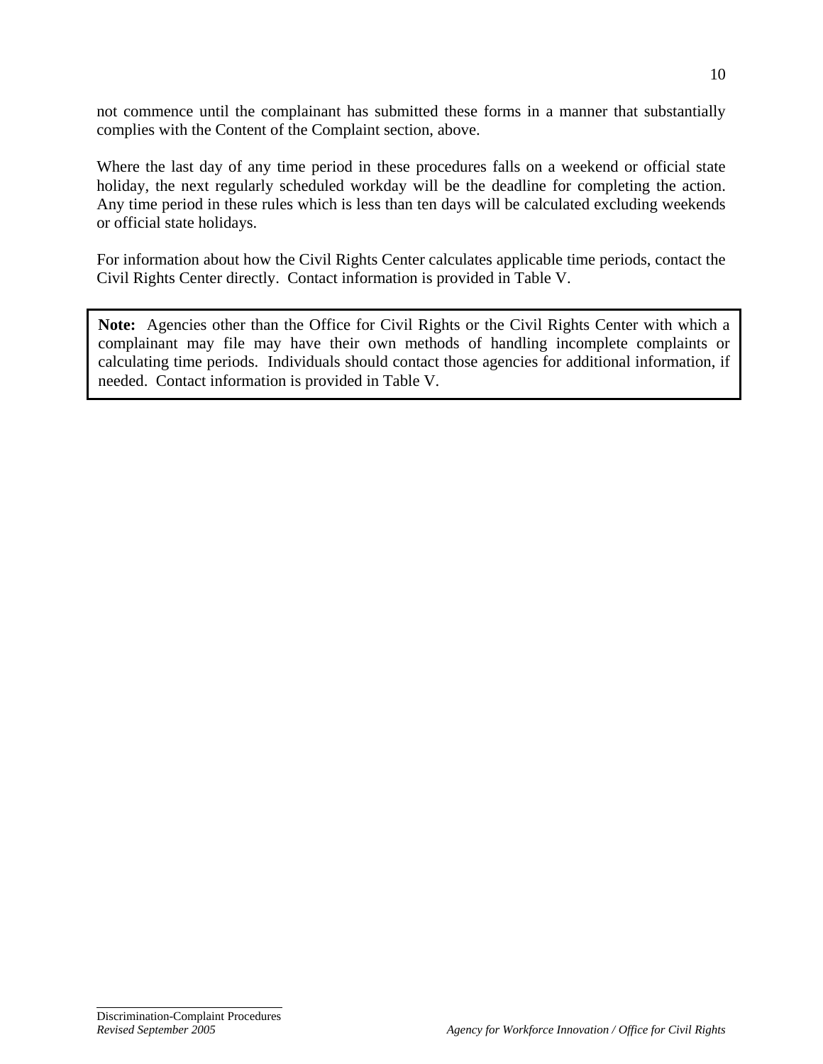not commence until the complainant has submitted these forms in a manner that substantially complies with the Content of the Complaint section, above.

Where the last day of any time period in these procedures falls on a weekend or official state holiday, the next regularly scheduled workday will be the deadline for completing the action. Any time period in these rules which is less than ten days will be calculated excluding weekends or official state holidays.

For information about how the Civil Rights Center calculates applicable time periods, contact the Civil Rights Center directly. Contact information is provided in Table V.

> **Note:** Agencies other than the Office for Civil Rights or the Civil Rights Center with which a complainant may file may have their own methods of handling incomplete complaints or calculating time periods. Individuals should contact those agencies for additional information, if needed. Contact information is provided in Table V.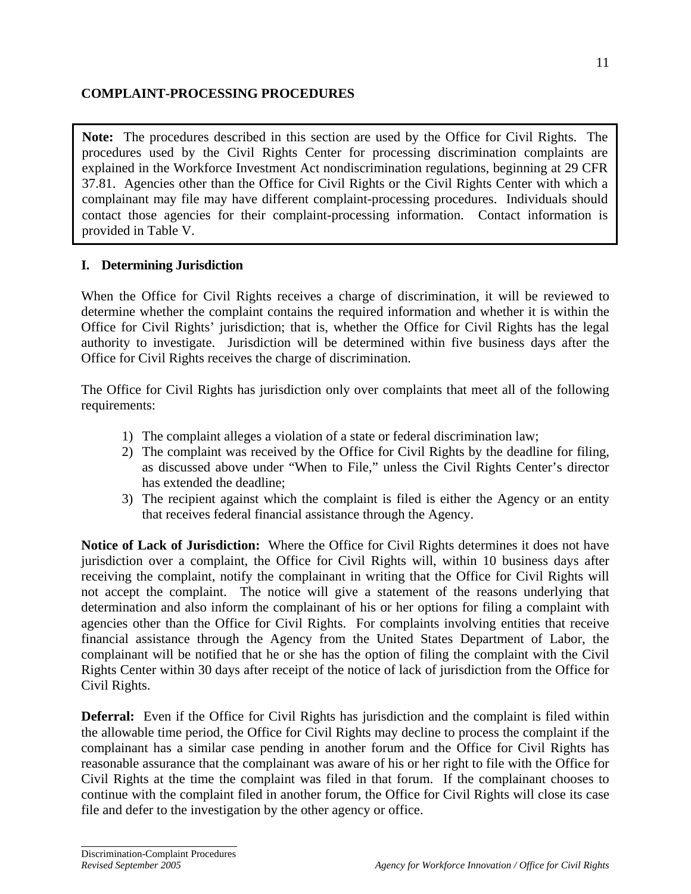## COMPLAINT-PROCESSING PROCEDURES

> **Note:** The procedures described in this section are used by the Office for Civil Rights. The procedures used by the Civil Rights Center for processing discrimination complaints are explained in the Workforce Investment Act nondiscrimination regulations, beginning at 29 CFR 37.81. Agencies other than the Office for Civil Rights or the Civil Rights Center with which a complainant may file may have different complaint-processing procedures. Individuals should contact those agencies for their complaint-processing information. Contact information is provided in Table V.

### I. Determining Jurisdiction

When the Office for Civil Rights receives a charge of discrimination, it will be reviewed to determine whether the complaint contains the required information and whether it is within the Office for Civil Rights' jurisdiction; that is, whether the Office for Civil Rights has the legal authority to investigate. Jurisdiction will be determined within five business days after the Office for Civil Rights receives the charge of discrimination.

The Office for Civil Rights has jurisdiction only over complaints that meet all of the following requirements:

1) The complaint alleges a violation of a state or federal discrimination law;
2) The complaint was received by the Office for Civil Rights by the deadline for filing, as discussed above under "When to File," unless the Civil Rights Center's director has extended the deadline;
3) The recipient against which the complaint is filed is either the Agency or an entity that receives federal financial assistance through the Agency.

**Notice of Lack of Jurisdiction:** Where the Office for Civil Rights determines it does not have jurisdiction over a complaint, the Office for Civil Rights will, within 10 business days after receiving the complaint, notify the complainant in writing that the Office for Civil Rights will not accept the complaint. The notice will give a statement of the reasons underlying that determination and also inform the complainant of his or her options for filing a complaint with agencies other than the Office for Civil Rights. For complaints involving entities that receive financial assistance through the Agency from the United States Department of Labor, the complainant will be notified that he or she has the option of filing the complaint with the Civil Rights Center within 30 days after receipt of the notice of lack of jurisdiction from the Office for Civil Rights.

**Deferral:** Even if the Office for Civil Rights has jurisdiction and the complaint is filed within the allowable time period, the Office for Civil Rights may decline to process the complaint if the complainant has a similar case pending in another forum and the Office for Civil Rights has reasonable assurance that the complainant was aware of his or her right to file with the Office for Civil Rights at the time the complaint was filed in that forum. If the complainant chooses to continue with the complaint filed in another forum, the Office for Civil Rights will close its case file and defer to the investigation by the other agency or office.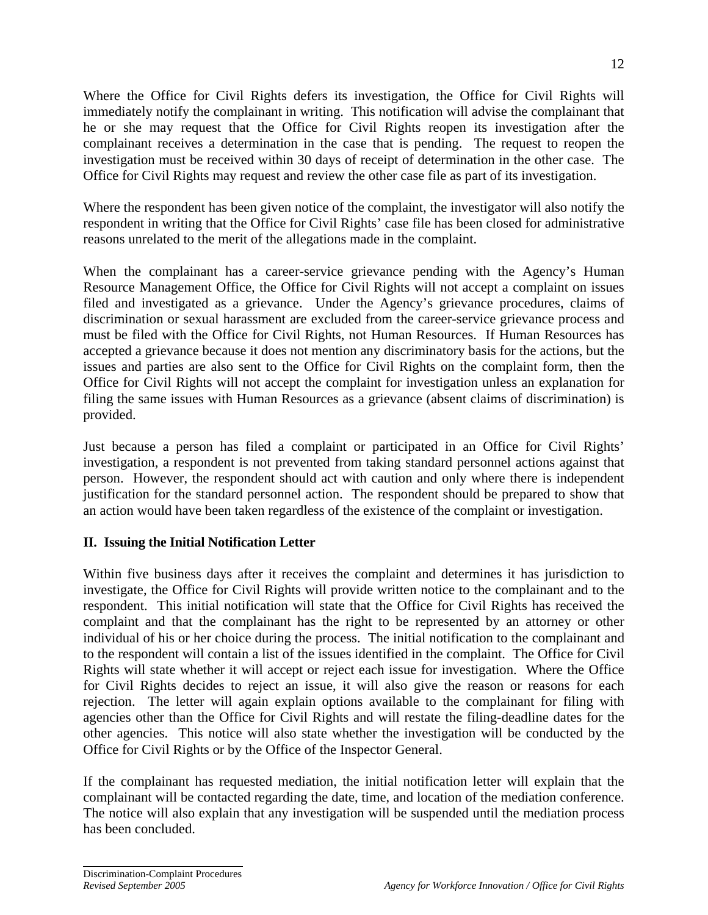Where the Office for Civil Rights defers its investigation, the Office for Civil Rights will immediately notify the complainant in writing. This notification will advise the complainant that he or she may request that the Office for Civil Rights reopen its investigation after the complainant receives a determination in the case that is pending. The request to reopen the investigation must be received within 30 days of receipt of determination in the other case. The Office for Civil Rights may request and review the other case file as part of its investigation.

Where the respondent has been given notice of the complaint, the investigator will also notify the respondent in writing that the Office for Civil Rights' case file has been closed for administrative reasons unrelated to the merit of the allegations made in the complaint.

When the complainant has a career-service grievance pending with the Agency's Human Resource Management Office, the Office for Civil Rights will not accept a complaint on issues filed and investigated as a grievance. Under the Agency's grievance procedures, claims of discrimination or sexual harassment are excluded from the career-service grievance process and must be filed with the Office for Civil Rights, not Human Resources. If Human Resources has accepted a grievance because it does not mention any discriminatory basis for the actions, but the issues and parties are also sent to the Office for Civil Rights on the complaint form, then the Office for Civil Rights will not accept the complaint for investigation unless an explanation for filing the same issues with Human Resources as a grievance (absent claims of discrimination) is provided.

Just because a person has filed a complaint or participated in an Office for Civil Rights' investigation, a respondent is not prevented from taking standard personnel actions against that person. However, the respondent should act with caution and only where there is independent justification for the standard personnel action. The respondent should be prepared to show that an action would have been taken regardless of the existence of the complaint or investigation.

## II. Issuing the Initial Notification Letter

Within five business days after it receives the complaint and determines it has jurisdiction to investigate, the Office for Civil Rights will provide written notice to the complainant and to the respondent. This initial notification will state that the Office for Civil Rights has received the complaint and that the complainant has the right to be represented by an attorney or other individual of his or her choice during the process. The initial notification to the complainant and to the respondent will contain a list of the issues identified in the complaint. The Office for Civil Rights will state whether it will accept or reject each issue for investigation. Where the Office for Civil Rights decides to reject an issue, it will also give the reason or reasons for each rejection. The letter will again explain options available to the complainant for filing with agencies other than the Office for Civil Rights and will restate the filing-deadline dates for the other agencies. This notice will also state whether the investigation will be conducted by the Office for Civil Rights or by the Office of the Inspector General.

If the complainant has requested mediation, the initial notification letter will explain that the complainant will be contacted regarding the date, time, and location of the mediation conference. The notice will also explain that any investigation will be suspended until the mediation process has been concluded.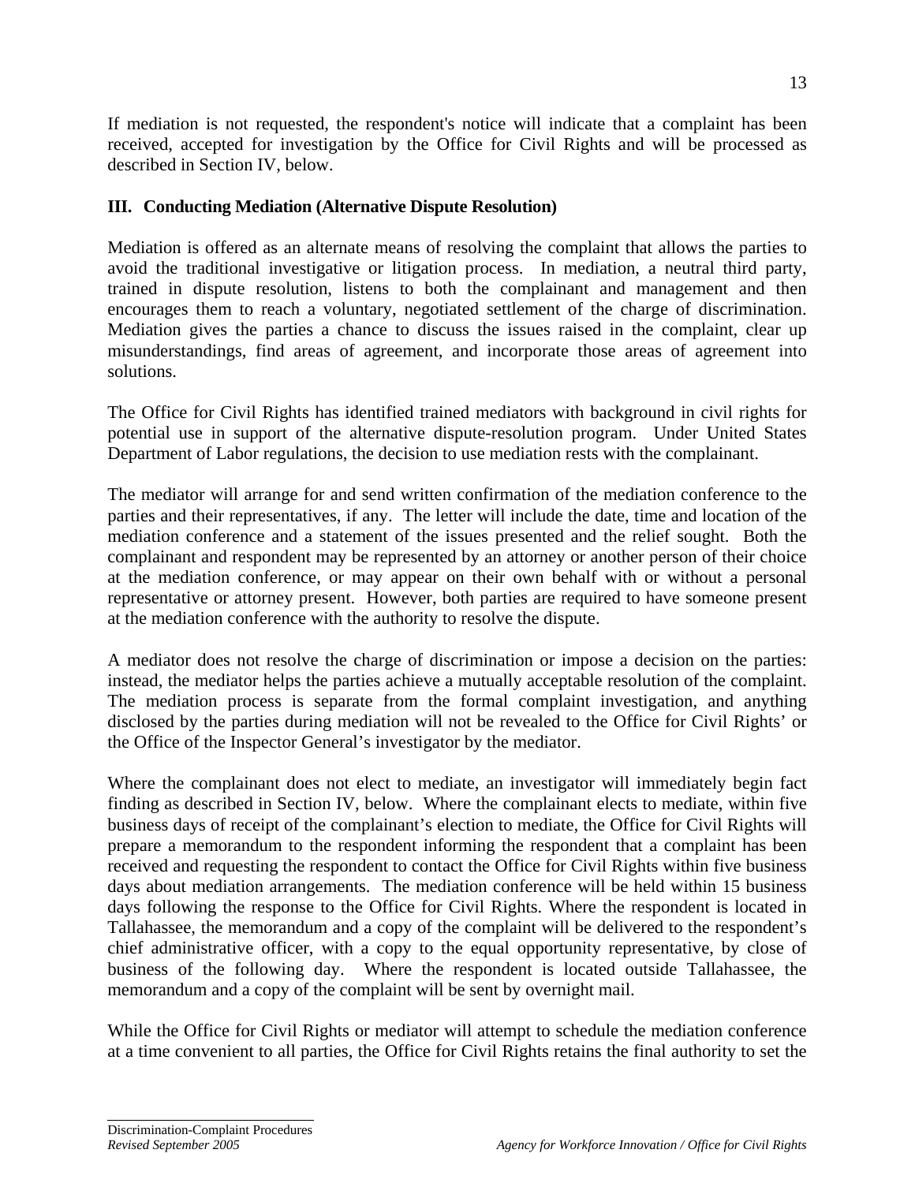If mediation is not requested, the respondent's notice will indicate that a complaint has been received, accepted for investigation by the Office for Civil Rights and will be processed as described in Section IV, below.

## III. Conducting Mediation (Alternative Dispute Resolution)

Mediation is offered as an alternate means of resolving the complaint that allows the parties to avoid the traditional investigative or litigation process. In mediation, a neutral third party, trained in dispute resolution, listens to both the complainant and management and then encourages them to reach a voluntary, negotiated settlement of the charge of discrimination. Mediation gives the parties a chance to discuss the issues raised in the complaint, clear up misunderstandings, find areas of agreement, and incorporate those areas of agreement into solutions.

The Office for Civil Rights has identified trained mediators with background in civil rights for potential use in support of the alternative dispute-resolution program. Under United States Department of Labor regulations, the decision to use mediation rests with the complainant.

The mediator will arrange for and send written confirmation of the mediation conference to the parties and their representatives, if any. The letter will include the date, time and location of the mediation conference and a statement of the issues presented and the relief sought. Both the complainant and respondent may be represented by an attorney or another person of their choice at the mediation conference, or may appear on their own behalf with or without a personal representative or attorney present. However, both parties are required to have someone present at the mediation conference with the authority to resolve the dispute.

A mediator does not resolve the charge of discrimination or impose a decision on the parties: instead, the mediator helps the parties achieve a mutually acceptable resolution of the complaint. The mediation process is separate from the formal complaint investigation, and anything disclosed by the parties during mediation will not be revealed to the Office for Civil Rights' or the Office of the Inspector General's investigator by the mediator.

Where the complainant does not elect to mediate, an investigator will immediately begin fact finding as described in Section IV, below. Where the complainant elects to mediate, within five business days of receipt of the complainant's election to mediate, the Office for Civil Rights will prepare a memorandum to the respondent informing the respondent that a complaint has been received and requesting the respondent to contact the Office for Civil Rights within five business days about mediation arrangements. The mediation conference will be held within 15 business days following the response to the Office for Civil Rights. Where the respondent is located in Tallahassee, the memorandum and a copy of the complaint will be delivered to the respondent's chief administrative officer, with a copy to the equal opportunity representative, by close of business of the following day. Where the respondent is located outside Tallahassee, the memorandum and a copy of the complaint will be sent by overnight mail.

While the Office for Civil Rights or mediator will attempt to schedule the mediation conference at a time convenient to all parties, the Office for Civil Rights retains the final authority to set the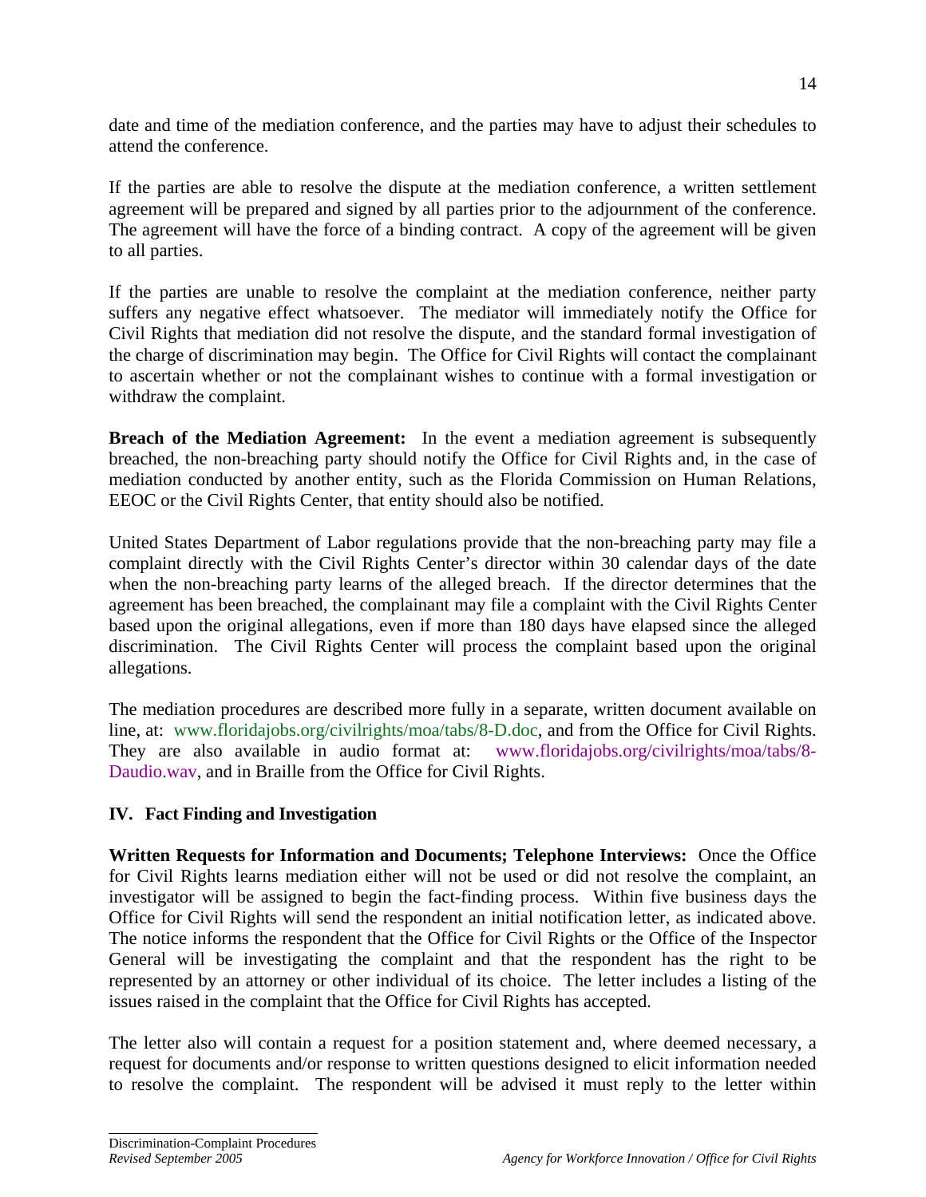date and time of the mediation conference, and the parties may have to adjust their schedules to attend the conference.

If the parties are able to resolve the dispute at the mediation conference, a written settlement agreement will be prepared and signed by all parties prior to the adjournment of the conference. The agreement will have the force of a binding contract. A copy of the agreement will be given to all parties.

If the parties are unable to resolve the complaint at the mediation conference, neither party suffers any negative effect whatsoever. The mediator will immediately notify the Office for Civil Rights that mediation did not resolve the dispute, and the standard formal investigation of the charge of discrimination may begin. The Office for Civil Rights will contact the complainant to ascertain whether or not the complainant wishes to continue with a formal investigation or withdraw the complaint.

**Breach of the Mediation Agreement:** In the event a mediation agreement is subsequently breached, the non-breaching party should notify the Office for Civil Rights and, in the case of mediation conducted by another entity, such as the Florida Commission on Human Relations, EEOC or the Civil Rights Center, that entity should also be notified.

United States Department of Labor regulations provide that the non-breaching party may file a complaint directly with the Civil Rights Center's director within 30 calendar days of the date when the non-breaching party learns of the alleged breach. If the director determines that the agreement has been breached, the complainant may file a complaint with the Civil Rights Center based upon the original allegations, even if more than 180 days have elapsed since the alleged discrimination. The Civil Rights Center will process the complaint based upon the original allegations.

The mediation procedures are described more fully in a separate, written document available on line, at: www.floridajobs.org/civilrights/moa/tabs/8-D.doc, and from the Office for Civil Rights. They are also available in audio format at: www.floridajobs.org/civilrights/moa/tabs/8-Daudio.wav, and in Braille from the Office for Civil Rights.

## IV. Fact Finding and Investigation

**Written Requests for Information and Documents; Telephone Interviews:** Once the Office for Civil Rights learns mediation either will not be used or did not resolve the complaint, an investigator will be assigned to begin the fact-finding process. Within five business days the Office for Civil Rights will send the respondent an initial notification letter, as indicated above. The notice informs the respondent that the Office for Civil Rights or the Office of the Inspector General will be investigating the complaint and that the respondent has the right to be represented by an attorney or other individual of its choice. The letter includes a listing of the issues raised in the complaint that the Office for Civil Rights has accepted.

The letter also will contain a request for a position statement and, where deemed necessary, a request for documents and/or response to written questions designed to elicit information needed to resolve the complaint. The respondent will be advised it must reply to the letter within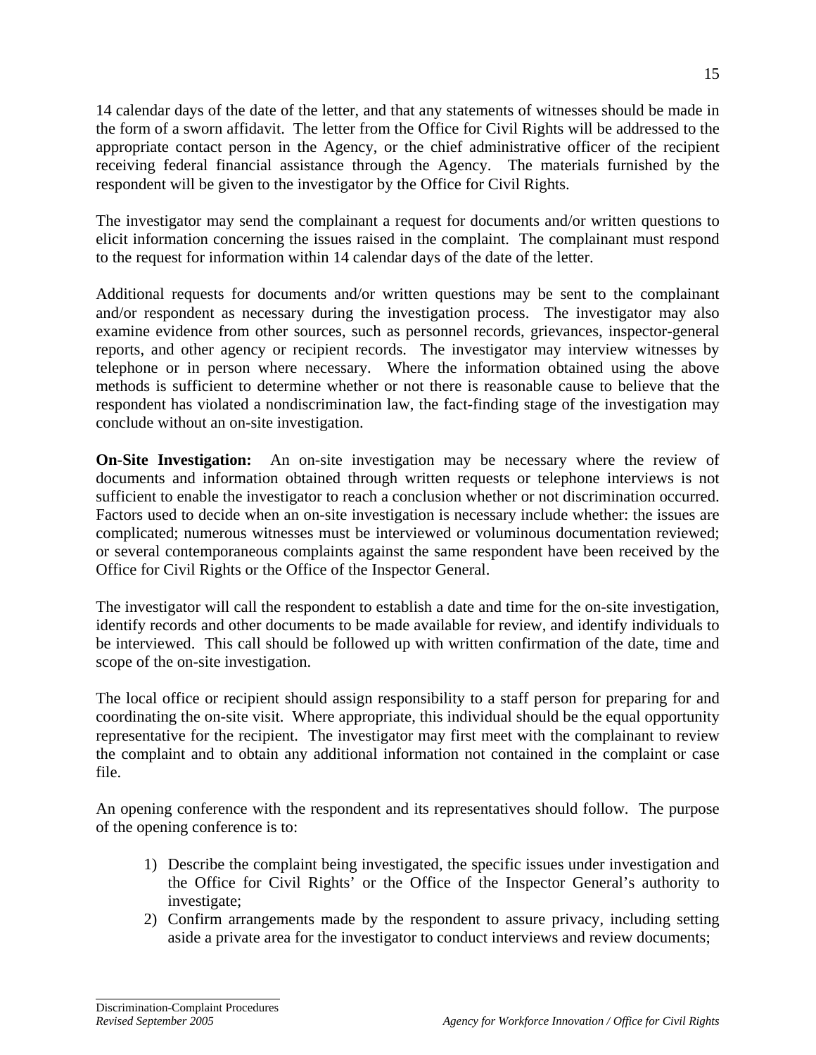14 calendar days of the date of the letter, and that any statements of witnesses should be made in the form of a sworn affidavit. The letter from the Office for Civil Rights will be addressed to the appropriate contact person in the Agency, or the chief administrative officer of the recipient receiving federal financial assistance through the Agency. The materials furnished by the respondent will be given to the investigator by the Office for Civil Rights.

The investigator may send the complainant a request for documents and/or written questions to elicit information concerning the issues raised in the complaint. The complainant must respond to the request for information within 14 calendar days of the date of the letter.

Additional requests for documents and/or written questions may be sent to the complainant and/or respondent as necessary during the investigation process. The investigator may also examine evidence from other sources, such as personnel records, grievances, inspector-general reports, and other agency or recipient records. The investigator may interview witnesses by telephone or in person where necessary. Where the information obtained using the above methods is sufficient to determine whether or not there is reasonable cause to believe that the respondent has violated a nondiscrimination law, the fact-finding stage of the investigation may conclude without an on-site investigation.

**On-Site Investigation:** An on-site investigation may be necessary where the review of documents and information obtained through written requests or telephone interviews is not sufficient to enable the investigator to reach a conclusion whether or not discrimination occurred. Factors used to decide when an on-site investigation is necessary include whether: the issues are complicated; numerous witnesses must be interviewed or voluminous documentation reviewed; or several contemporaneous complaints against the same respondent have been received by the Office for Civil Rights or the Office of the Inspector General.

The investigator will call the respondent to establish a date and time for the on-site investigation, identify records and other documents to be made available for review, and identify individuals to be interviewed. This call should be followed up with written confirmation of the date, time and scope of the on-site investigation.

The local office or recipient should assign responsibility to a staff person for preparing for and coordinating the on-site visit. Where appropriate, this individual should be the equal opportunity representative for the recipient. The investigator may first meet with the complainant to review the complaint and to obtain any additional information not contained in the complaint or case file.

An opening conference with the respondent and its representatives should follow. The purpose of the opening conference is to:

1) Describe the complaint being investigated, the specific issues under investigation and the Office for Civil Rights' or the Office of the Inspector General's authority to investigate;
2) Confirm arrangements made by the respondent to assure privacy, including setting aside a private area for the investigator to conduct interviews and review documents;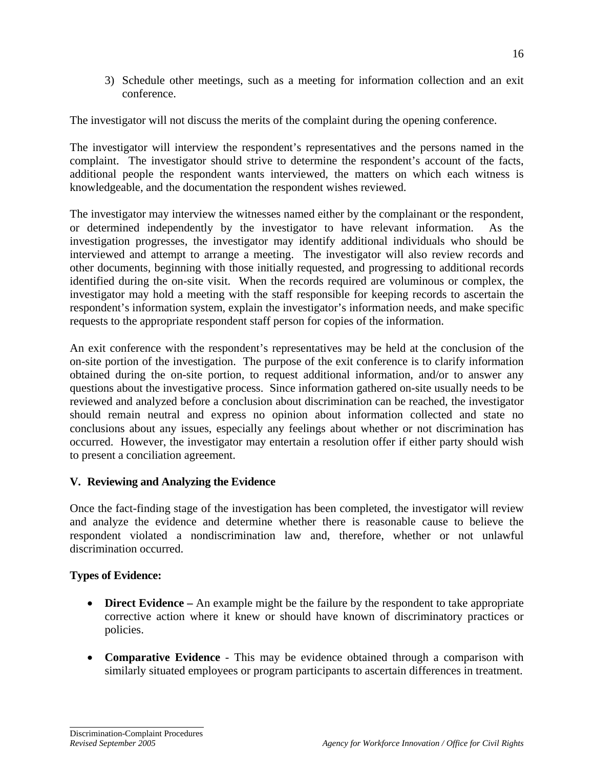3) Schedule other meetings, such as a meeting for information collection and an exit conference.

The investigator will not discuss the merits of the complaint during the opening conference.

The investigator will interview the respondent's representatives and the persons named in the complaint. The investigator should strive to determine the respondent's account of the facts, additional people the respondent wants interviewed, the matters on which each witness is knowledgeable, and the documentation the respondent wishes reviewed.

The investigator may interview the witnesses named either by the complainant or the respondent, or determined independently by the investigator to have relevant information. As the investigation progresses, the investigator may identify additional individuals who should be interviewed and attempt to arrange a meeting. The investigator will also review records and other documents, beginning with those initially requested, and progressing to additional records identified during the on-site visit. When the records required are voluminous or complex, the investigator may hold a meeting with the staff responsible for keeping records to ascertain the respondent's information system, explain the investigator's information needs, and make specific requests to the appropriate respondent staff person for copies of the information.

An exit conference with the respondent's representatives may be held at the conclusion of the on-site portion of the investigation. The purpose of the exit conference is to clarify information obtained during the on-site portion, to request additional information, and/or to answer any questions about the investigative process. Since information gathered on-site usually needs to be reviewed and analyzed before a conclusion about discrimination can be reached, the investigator should remain neutral and express no opinion about information collected and state no conclusions about any issues, especially any feelings about whether or not discrimination has occurred. However, the investigator may entertain a resolution offer if either party should wish to present a conciliation agreement.

## V. Reviewing and Analyzing the Evidence

Once the fact-finding stage of the investigation has been completed, the investigator will review and analyze the evidence and determine whether there is reasonable cause to believe the respondent violated a nondiscrimination law and, therefore, whether or not unlawful discrimination occurred.

**Types of Evidence:**

- **Direct Evidence –** An example might be the failure by the respondent to take appropriate corrective action where it knew or should have known of discriminatory practices or policies.

- **Comparative Evidence** - This may be evidence obtained through a comparison with similarly situated employees or program participants to ascertain differences in treatment.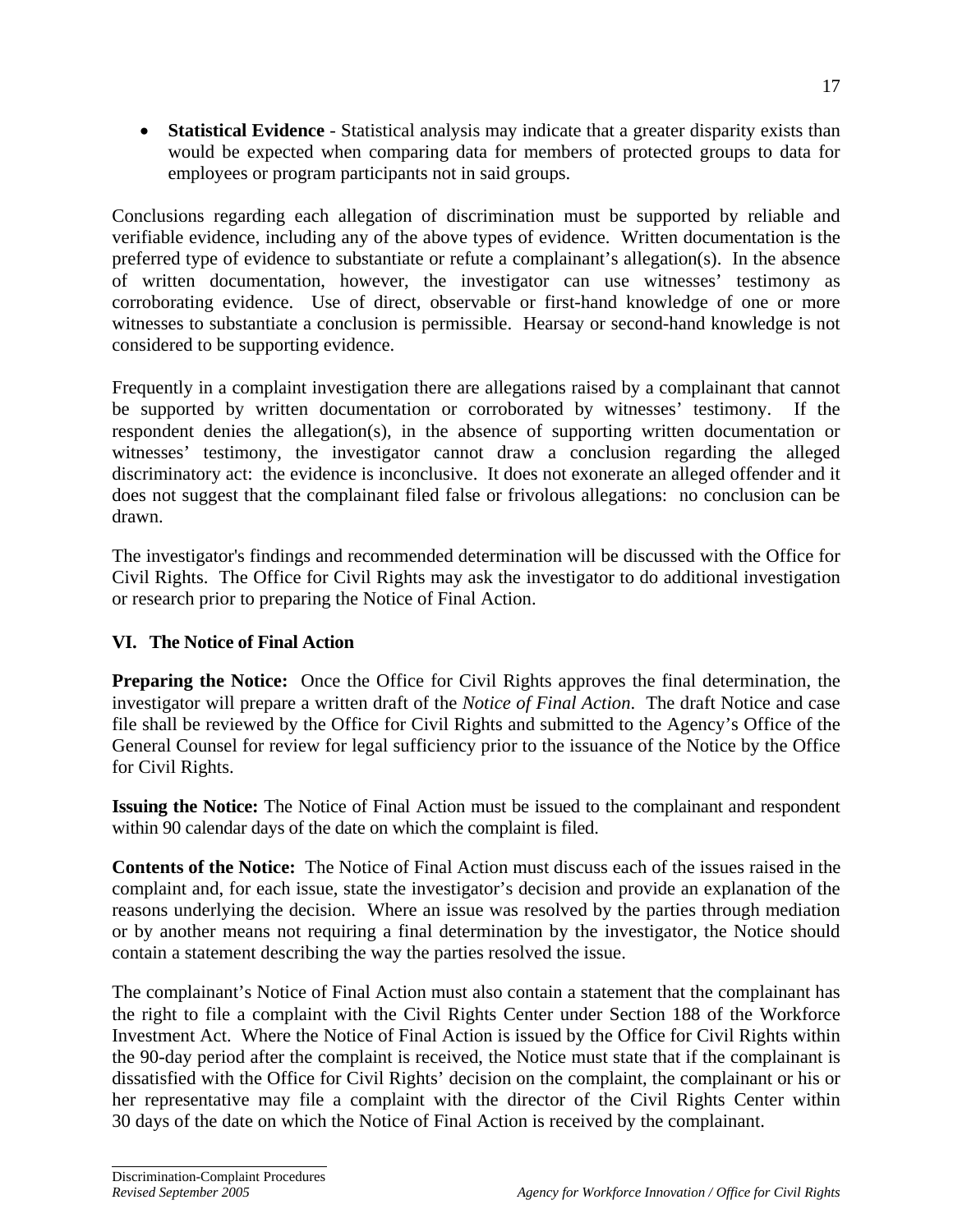- **Statistical Evidence** - Statistical analysis may indicate that a greater disparity exists than would be expected when comparing data for members of protected groups to data for employees or program participants not in said groups.

Conclusions regarding each allegation of discrimination must be supported by reliable and verifiable evidence, including any of the above types of evidence. Written documentation is the preferred type of evidence to substantiate or refute a complainant's allegation(s). In the absence of written documentation, however, the investigator can use witnesses' testimony as corroborating evidence. Use of direct, observable or first-hand knowledge of one or more witnesses to substantiate a conclusion is permissible. Hearsay or second-hand knowledge is not considered to be supporting evidence.

Frequently in a complaint investigation there are allegations raised by a complainant that cannot be supported by written documentation or corroborated by witnesses' testimony. If the respondent denies the allegation(s), in the absence of supporting written documentation or witnesses' testimony, the investigator cannot draw a conclusion regarding the alleged discriminatory act: the evidence is inconclusive. It does not exonerate an alleged offender and it does not suggest that the complainant filed false or frivolous allegations: no conclusion can be drawn.

The investigator's findings and recommended determination will be discussed with the Office for Civil Rights. The Office for Civil Rights may ask the investigator to do additional investigation or research prior to preparing the Notice of Final Action.

## VI. The Notice of Final Action

**Preparing the Notice:** Once the Office for Civil Rights approves the final determination, the investigator will prepare a written draft of the *Notice of Final Action*. The draft Notice and case file shall be reviewed by the Office for Civil Rights and submitted to the Agency's Office of the General Counsel for review for legal sufficiency prior to the issuance of the Notice by the Office for Civil Rights.

**Issuing the Notice:** The Notice of Final Action must be issued to the complainant and respondent within 90 calendar days of the date on which the complaint is filed.

**Contents of the Notice:** The Notice of Final Action must discuss each of the issues raised in the complaint and, for each issue, state the investigator's decision and provide an explanation of the reasons underlying the decision. Where an issue was resolved by the parties through mediation or by another means not requiring a final determination by the investigator, the Notice should contain a statement describing the way the parties resolved the issue.

The complainant's Notice of Final Action must also contain a statement that the complainant has the right to file a complaint with the Civil Rights Center under Section 188 of the Workforce Investment Act. Where the Notice of Final Action is issued by the Office for Civil Rights within the 90-day period after the complaint is received, the Notice must state that if the complainant is dissatisfied with the Office for Civil Rights' decision on the complaint, the complainant or his or her representative may file a complaint with the director of the Civil Rights Center within 30 days of the date on which the Notice of Final Action is received by the complainant.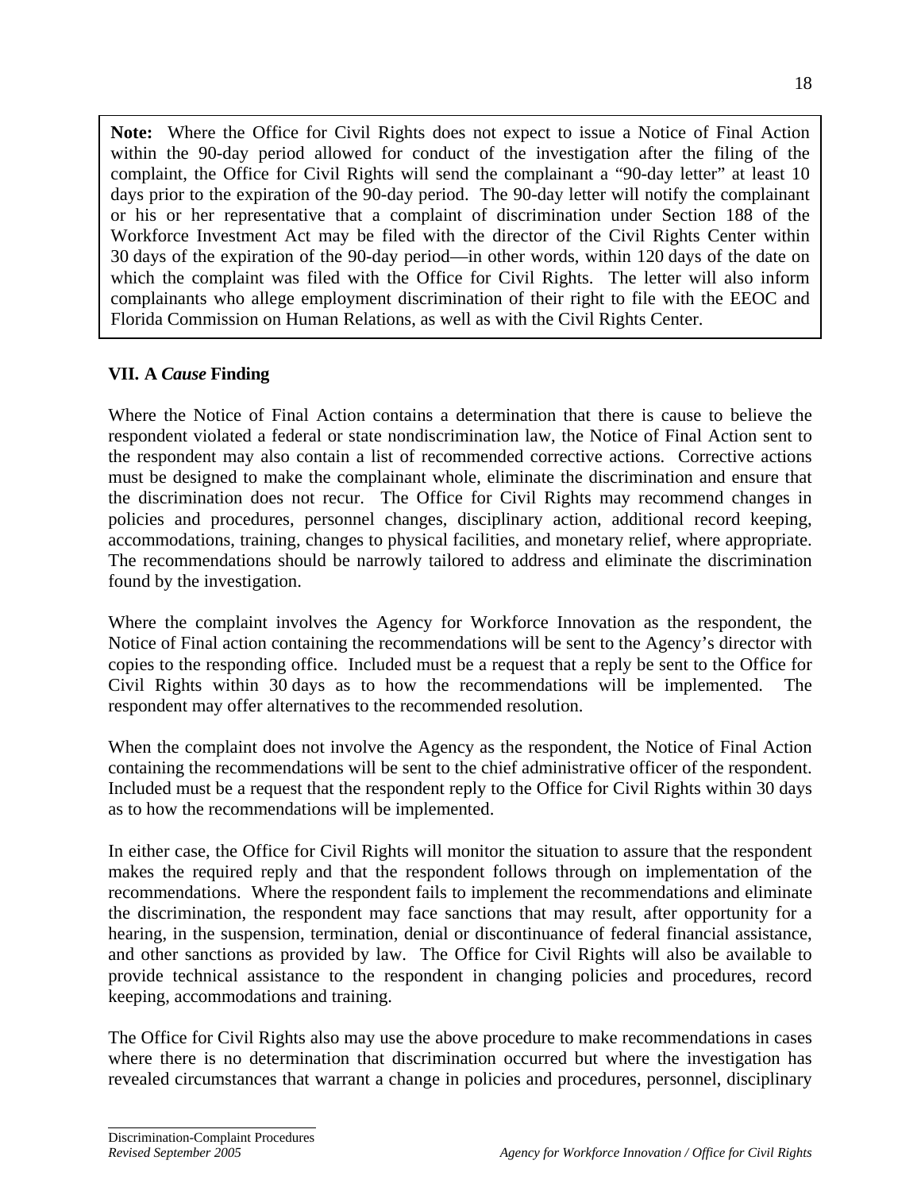> **Note:** Where the Office for Civil Rights does not expect to issue a Notice of Final Action within the 90-day period allowed for conduct of the investigation after the filing of the complaint, the Office for Civil Rights will send the complainant a "90-day letter" at least 10 days prior to the expiration of the 90-day period. The 90-day letter will notify the complainant or his or her representative that a complaint of discrimination under Section 188 of the Workforce Investment Act may be filed with the director of the Civil Rights Center within 30 days of the expiration of the 90-day period—in other words, within 120 days of the date on which the complaint was filed with the Office for Civil Rights. The letter will also inform complainants who allege employment discrimination of their right to file with the EEOC and Florida Commission on Human Relations, as well as with the Civil Rights Center.

## VII. A *Cause* Finding

Where the Notice of Final Action contains a determination that there is cause to believe the respondent violated a federal or state nondiscrimination law, the Notice of Final Action sent to the respondent may also contain a list of recommended corrective actions. Corrective actions must be designed to make the complainant whole, eliminate the discrimination and ensure that the discrimination does not recur. The Office for Civil Rights may recommend changes in policies and procedures, personnel changes, disciplinary action, additional record keeping, accommodations, training, changes to physical facilities, and monetary relief, where appropriate. The recommendations should be narrowly tailored to address and eliminate the discrimination found by the investigation.

Where the complaint involves the Agency for Workforce Innovation as the respondent, the Notice of Final action containing the recommendations will be sent to the Agency's director with copies to the responding office. Included must be a request that a reply be sent to the Office for Civil Rights within 30 days as to how the recommendations will be implemented. The respondent may offer alternatives to the recommended resolution.

When the complaint does not involve the Agency as the respondent, the Notice of Final Action containing the recommendations will be sent to the chief administrative officer of the respondent. Included must be a request that the respondent reply to the Office for Civil Rights within 30 days as to how the recommendations will be implemented.

In either case, the Office for Civil Rights will monitor the situation to assure that the respondent makes the required reply and that the respondent follows through on implementation of the recommendations. Where the respondent fails to implement the recommendations and eliminate the discrimination, the respondent may face sanctions that may result, after opportunity for a hearing, in the suspension, termination, denial or discontinuance of federal financial assistance, and other sanctions as provided by law. The Office for Civil Rights will also be available to provide technical assistance to the respondent in changing policies and procedures, record keeping, accommodations and training.

The Office for Civil Rights also may use the above procedure to make recommendations in cases where there is no determination that discrimination occurred but where the investigation has revealed circumstances that warrant a change in policies and procedures, personnel, disciplinary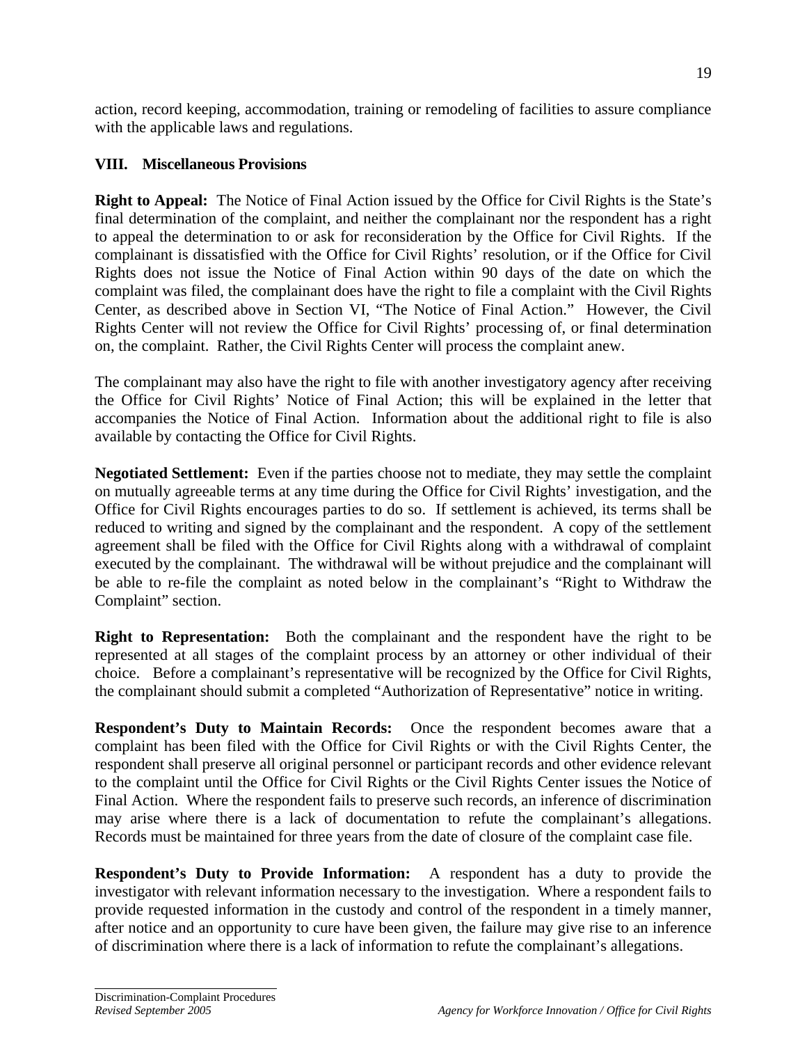action, record keeping, accommodation, training or remodeling of facilities to assure compliance with the applicable laws and regulations.

## VIII. Miscellaneous Provisions

**Right to Appeal:** The Notice of Final Action issued by the Office for Civil Rights is the State's final determination of the complaint, and neither the complainant nor the respondent has a right to appeal the determination to or ask for reconsideration by the Office for Civil Rights. If the complainant is dissatisfied with the Office for Civil Rights' resolution, or if the Office for Civil Rights does not issue the Notice of Final Action within 90 days of the date on which the complaint was filed, the complainant does have the right to file a complaint with the Civil Rights Center, as described above in Section VI, "The Notice of Final Action." However, the Civil Rights Center will not review the Office for Civil Rights' processing of, or final determination on, the complaint. Rather, the Civil Rights Center will process the complaint anew.

The complainant may also have the right to file with another investigatory agency after receiving the Office for Civil Rights' Notice of Final Action; this will be explained in the letter that accompanies the Notice of Final Action. Information about the additional right to file is also available by contacting the Office for Civil Rights.

**Negotiated Settlement:** Even if the parties choose not to mediate, they may settle the complaint on mutually agreeable terms at any time during the Office for Civil Rights' investigation, and the Office for Civil Rights encourages parties to do so. If settlement is achieved, its terms shall be reduced to writing and signed by the complainant and the respondent. A copy of the settlement agreement shall be filed with the Office for Civil Rights along with a withdrawal of complaint executed by the complainant. The withdrawal will be without prejudice and the complainant will be able to re-file the complaint as noted below in the complainant's "Right to Withdraw the Complaint" section.

**Right to Representation:** Both the complainant and the respondent have the right to be represented at all stages of the complaint process by an attorney or other individual of their choice. Before a complainant's representative will be recognized by the Office for Civil Rights, the complainant should submit a completed "Authorization of Representative" notice in writing.

**Respondent's Duty to Maintain Records:** Once the respondent becomes aware that a complaint has been filed with the Office for Civil Rights or with the Civil Rights Center, the respondent shall preserve all original personnel or participant records and other evidence relevant to the complaint until the Office for Civil Rights or the Civil Rights Center issues the Notice of Final Action. Where the respondent fails to preserve such records, an inference of discrimination may arise where there is a lack of documentation to refute the complainant's allegations. Records must be maintained for three years from the date of closure of the complaint case file.

**Respondent's Duty to Provide Information:** A respondent has a duty to provide the investigator with relevant information necessary to the investigation. Where a respondent fails to provide requested information in the custody and control of the respondent in a timely manner, after notice and an opportunity to cure have been given, the failure may give rise to an inference of discrimination where there is a lack of information to refute the complainant's allegations.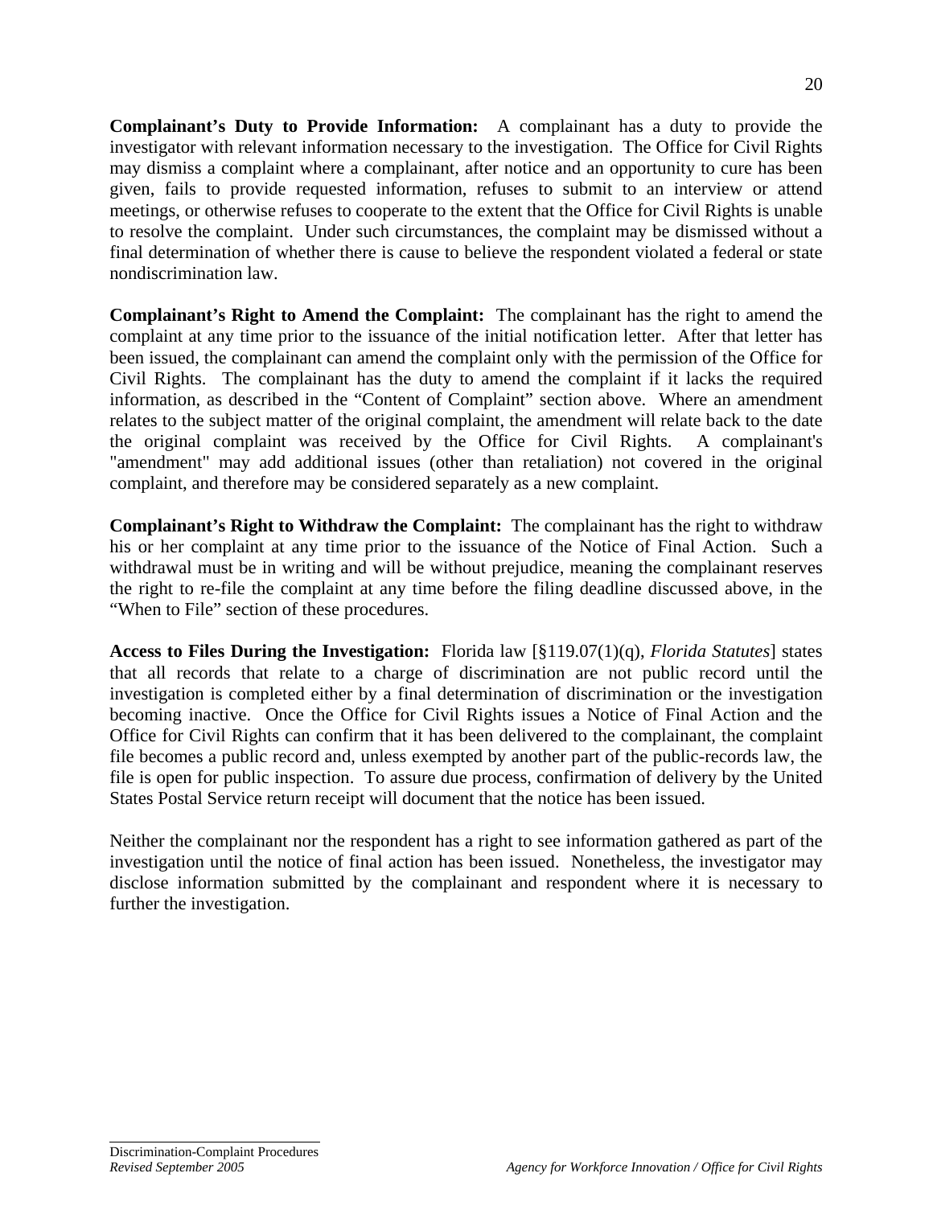**Complainant's Duty to Provide Information:** A complainant has a duty to provide the investigator with relevant information necessary to the investigation. The Office for Civil Rights may dismiss a complaint where a complainant, after notice and an opportunity to cure has been given, fails to provide requested information, refuses to submit to an interview or attend meetings, or otherwise refuses to cooperate to the extent that the Office for Civil Rights is unable to resolve the complaint. Under such circumstances, the complaint may be dismissed without a final determination of whether there is cause to believe the respondent violated a federal or state nondiscrimination law.

**Complainant's Right to Amend the Complaint:** The complainant has the right to amend the complaint at any time prior to the issuance of the initial notification letter. After that letter has been issued, the complainant can amend the complaint only with the permission of the Office for Civil Rights. The complainant has the duty to amend the complaint if it lacks the required information, as described in the "Content of Complaint" section above. Where an amendment relates to the subject matter of the original complaint, the amendment will relate back to the date the original complaint was received by the Office for Civil Rights. A complainant's "amendment" may add additional issues (other than retaliation) not covered in the original complaint, and therefore may be considered separately as a new complaint.

**Complainant's Right to Withdraw the Complaint:** The complainant has the right to withdraw his or her complaint at any time prior to the issuance of the Notice of Final Action. Such a withdrawal must be in writing and will be without prejudice, meaning the complainant reserves the right to re-file the complaint at any time before the filing deadline discussed above, in the "When to File" section of these procedures.

**Access to Files During the Investigation:** Florida law [§119.07(1)(q), *Florida Statutes*] states that all records that relate to a charge of discrimination are not public record until the investigation is completed either by a final determination of discrimination or the investigation becoming inactive. Once the Office for Civil Rights issues a Notice of Final Action and the Office for Civil Rights can confirm that it has been delivered to the complainant, the complaint file becomes a public record and, unless exempted by another part of the public-records law, the file is open for public inspection. To assure due process, confirmation of delivery by the United States Postal Service return receipt will document that the notice has been issued.

Neither the complainant nor the respondent has a right to see information gathered as part of the investigation until the notice of final action has been issued. Nonetheless, the investigator may disclose information submitted by the complainant and respondent where it is necessary to further the investigation.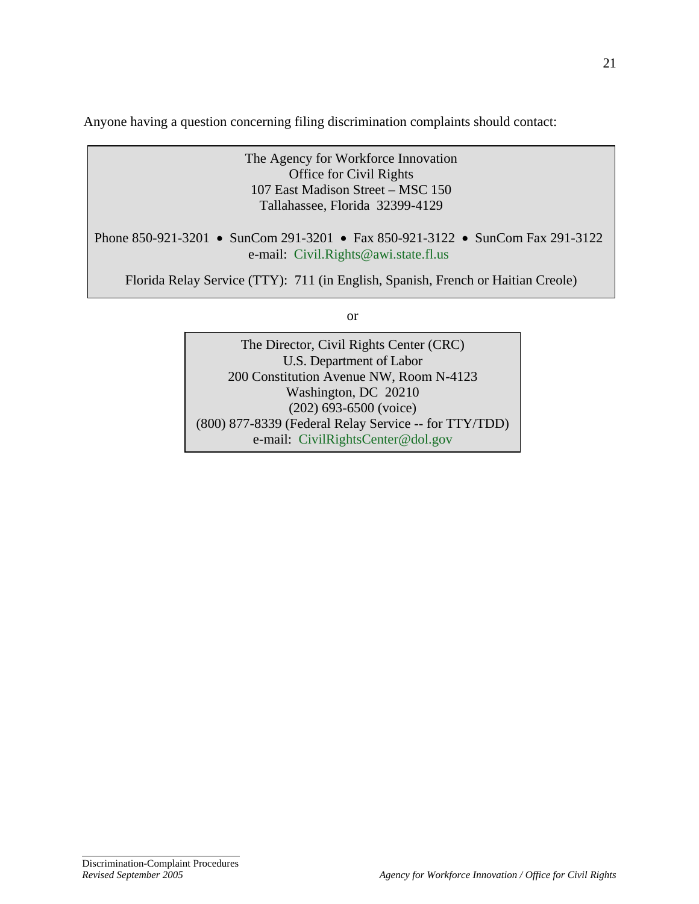Anyone having a question concerning filing discrimination complaints should contact:

The Agency for Workforce Innovation
Office for Civil Rights
107 East Madison Street – MSC 150
Tallahassee, Florida 32399-4129

Phone 850-921-3201 • SunCom 291-3201 • Fax 850-921-3122 • SunCom Fax 291-3122
e-mail: Civil.Rights@awi.state.fl.us

Florida Relay Service (TTY): 711 (in English, Spanish, French or Haitian Creole)

or

The Director, Civil Rights Center (CRC)
U.S. Department of Labor
200 Constitution Avenue NW, Room N-4123
Washington, DC 20210
(202) 693-6500 (voice)
(800) 877-8339 (Federal Relay Service -- for TTY/TDD)
e-mail: CivilRightsCenter@dol.gov